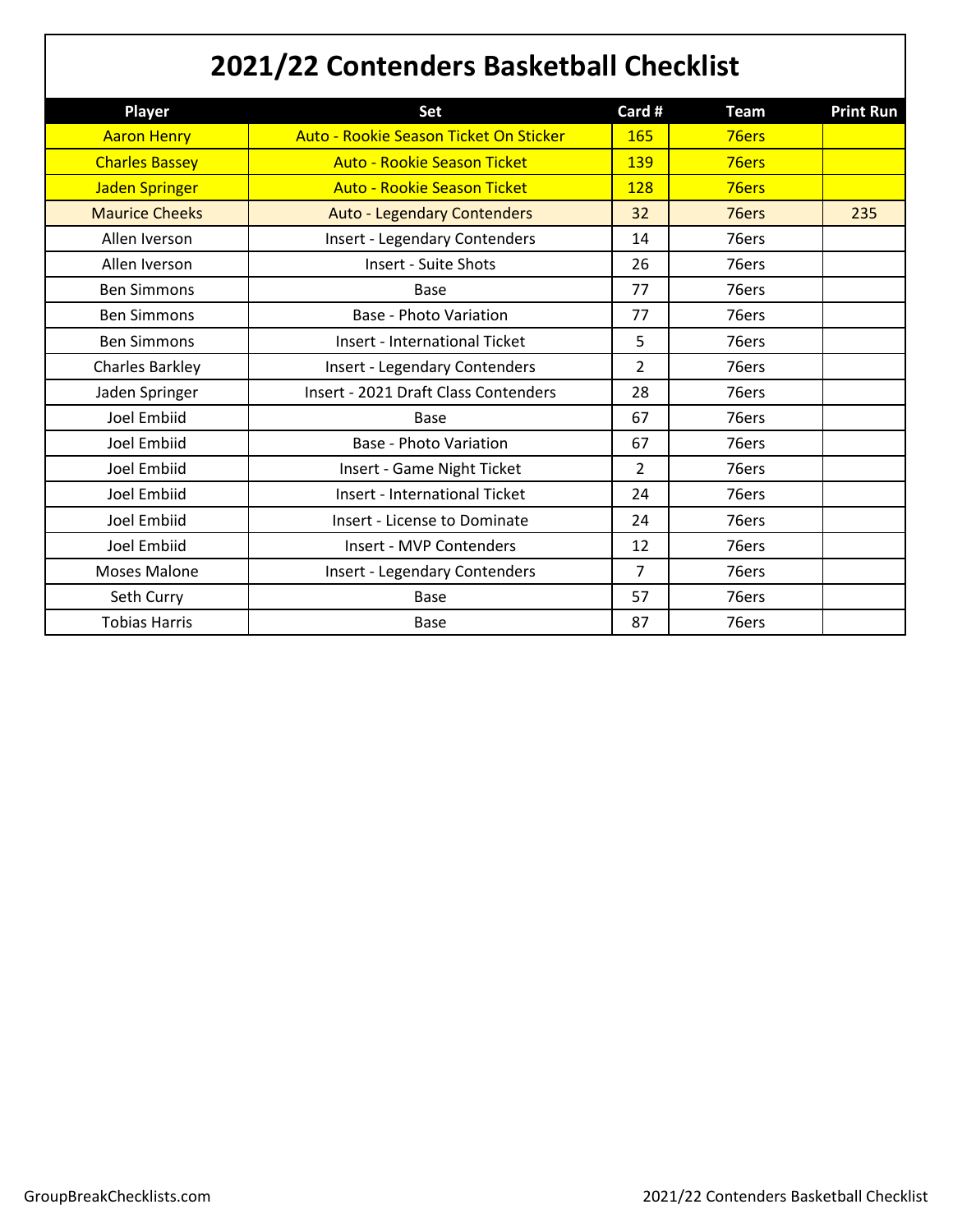# 2021/22 Contenders Basketball Checklist

| Player | Set | Card # | Team | Print Run |
|---|---|---|---|---|
| Aaron Henry | Auto - Rookie Season Ticket On Sticker | 165 | 76ers | |
| Charles Bassey | Auto - Rookie Season Ticket | 139 | 76ers | |
| Jaden Springer | Auto - Rookie Season Ticket | 128 | 76ers | |
| Maurice Cheeks | Auto - Legendary Contenders | 32 | 76ers | 235 |
| Allen Iverson | Insert - Legendary Contenders | 14 | 76ers | |
| Allen Iverson | Insert - Suite Shots | 26 | 76ers | |
| Ben Simmons | Base | 77 | 76ers | |
| Ben Simmons | Base - Photo Variation | 77 | 76ers | |
| Ben Simmons | Insert - International Ticket | 5 | 76ers | |
| Charles Barkley | Insert - Legendary Contenders | 2 | 76ers | |
| Jaden Springer | Insert - 2021 Draft Class Contenders | 28 | 76ers | |
| Joel Embiid | Base | 67 | 76ers | |
| Joel Embiid | Base - Photo Variation | 67 | 76ers | |
| Joel Embiid | Insert - Game Night Ticket | 2 | 76ers | |
| Joel Embiid | Insert - International Ticket | 24 | 76ers | |
| Joel Embiid | Insert - License to Dominate | 24 | 76ers | |
| Joel Embiid | Insert - MVP Contenders | 12 | 76ers | |
| Moses Malone | Insert - Legendary Contenders | 7 | 76ers | |
| Seth Curry | Base | 57 | 76ers | |
| Tobias Harris | Base | 87 | 76ers | |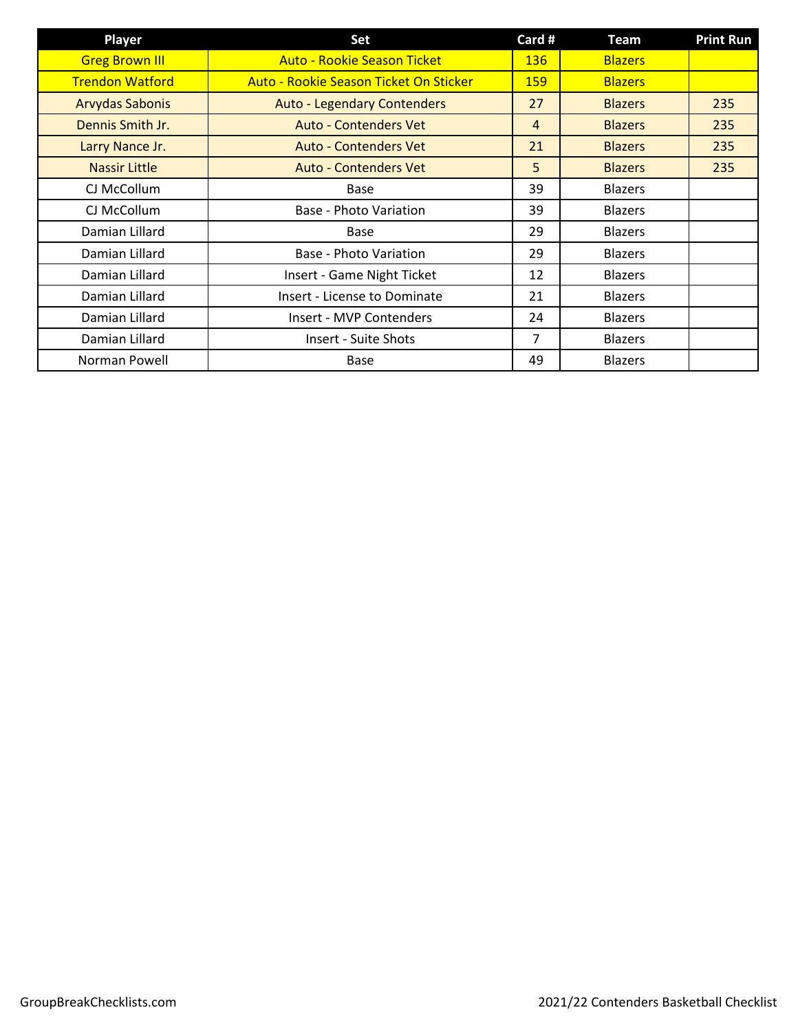| Player | Set | Card # | Team | Print Run |
|---|---|---|---|---|
| Greg Brown III | Auto - Rookie Season Ticket | 136 | Blazers | |
| Trendon Watford | Auto - Rookie Season Ticket On Sticker | 159 | Blazers | |
| Arvydas Sabonis | Auto - Legendary Contenders | 27 | Blazers | 235 |
| Dennis Smith Jr. | Auto - Contenders Vet | 4 | Blazers | 235 |
| Larry Nance Jr. | Auto - Contenders Vet | 21 | Blazers | 235 |
| Nassir Little | Auto - Contenders Vet | 5 | Blazers | 235 |
| CJ McCollum | Base | 39 | Blazers | |
| CJ McCollum | Base - Photo Variation | 39 | Blazers | |
| Damian Lillard | Base | 29 | Blazers | |
| Damian Lillard | Base - Photo Variation | 29 | Blazers | |
| Damian Lillard | Insert - Game Night Ticket | 12 | Blazers | |
| Damian Lillard | Insert - License to Dominate | 21 | Blazers | |
| Damian Lillard | Insert - MVP Contenders | 24 | Blazers | |
| Damian Lillard | Insert - Suite Shots | 7 | Blazers | |
| Norman Powell | Base | 49 | Blazers | |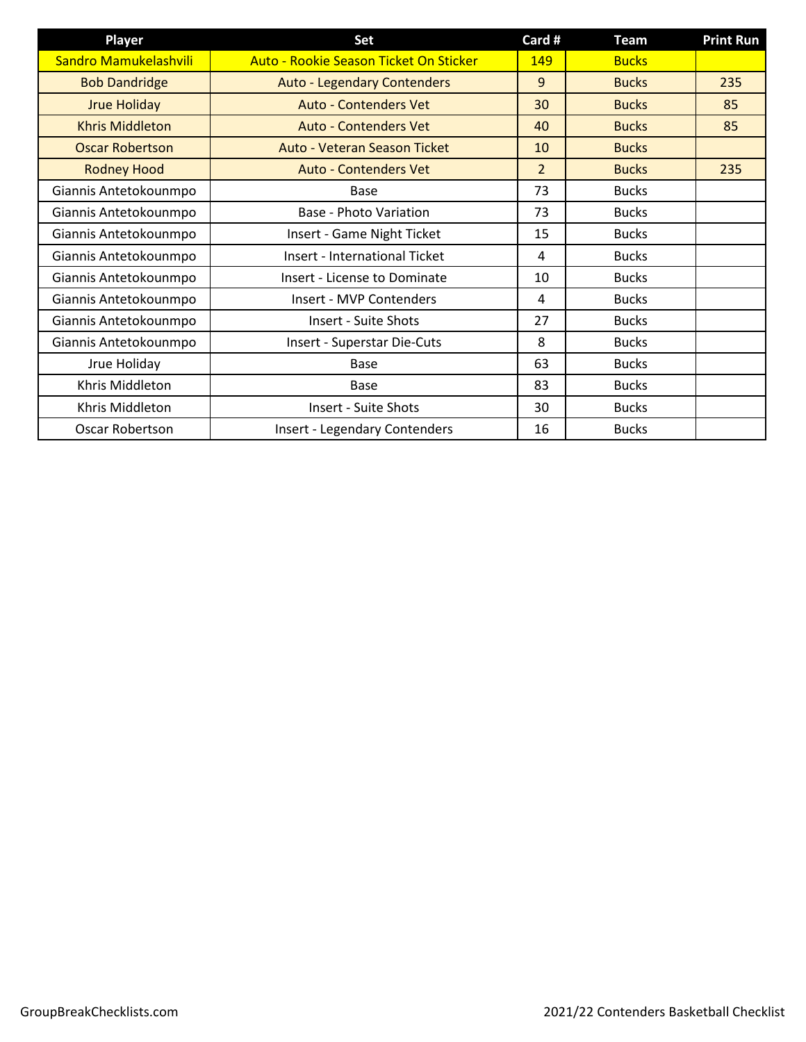| Player | Set | Card # | Team | Print Run |
|---|---|---|---|---|
| Sandro Mamukelashvili | Auto - Rookie Season Ticket On Sticker | 149 | Bucks | |
| Bob Dandridge | Auto - Legendary Contenders | 9 | Bucks | 235 |
| Jrue Holiday | Auto - Contenders Vet | 30 | Bucks | 85 |
| Khris Middleton | Auto - Contenders Vet | 40 | Bucks | 85 |
| Oscar Robertson | Auto - Veteran Season Ticket | 10 | Bucks | |
| Rodney Hood | Auto - Contenders Vet | 2 | Bucks | 235 |
| Giannis Antetokounmpo | Base | 73 | Bucks | |
| Giannis Antetokounmpo | Base - Photo Variation | 73 | Bucks | |
| Giannis Antetokounmpo | Insert - Game Night Ticket | 15 | Bucks | |
| Giannis Antetokounmpo | Insert - International Ticket | 4 | Bucks | |
| Giannis Antetokounmpo | Insert - License to Dominate | 10 | Bucks | |
| Giannis Antetokounmpo | Insert - MVP Contenders | 4 | Bucks | |
| Giannis Antetokounmpo | Insert - Suite Shots | 27 | Bucks | |
| Giannis Antetokounmpo | Insert - Superstar Die-Cuts | 8 | Bucks | |
| Jrue Holiday | Base | 63 | Bucks | |
| Khris Middleton | Base | 83 | Bucks | |
| Khris Middleton | Insert - Suite Shots | 30 | Bucks | |
| Oscar Robertson | Insert - Legendary Contenders | 16 | Bucks | |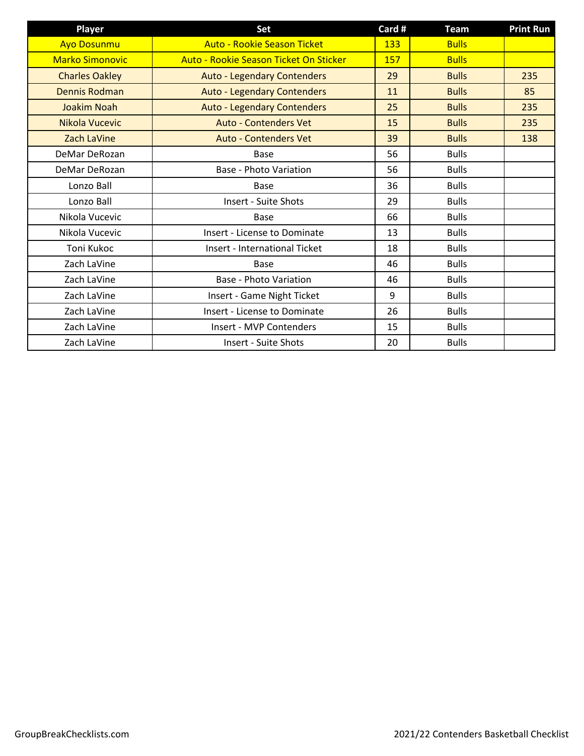| Player | Set | Card # | Team | Print Run |
| --- | --- | --- | --- | --- |
| Ayo Dosunmu | Auto - Rookie Season Ticket | 133 | Bulls | |
| Marko Simonovic | Auto - Rookie Season Ticket On Sticker | 157 | Bulls | |
| Charles Oakley | Auto - Legendary Contenders | 29 | Bulls | 235 |
| Dennis Rodman | Auto - Legendary Contenders | 11 | Bulls | 85 |
| Joakim Noah | Auto - Legendary Contenders | 25 | Bulls | 235 |
| Nikola Vucevic | Auto - Contenders Vet | 15 | Bulls | 235 |
| Zach LaVine | Auto - Contenders Vet | 39 | Bulls | 138 |
| DeMar DeRozan | Base | 56 | Bulls | |
| DeMar DeRozan | Base - Photo Variation | 56 | Bulls | |
| Lonzo Ball | Base | 36 | Bulls | |
| Lonzo Ball | Insert - Suite Shots | 29 | Bulls | |
| Nikola Vucevic | Base | 66 | Bulls | |
| Nikola Vucevic | Insert - License to Dominate | 13 | Bulls | |
| Toni Kukoc | Insert - International Ticket | 18 | Bulls | |
| Zach LaVine | Base | 46 | Bulls | |
| Zach LaVine | Base - Photo Variation | 46 | Bulls | |
| Zach LaVine | Insert - Game Night Ticket | 9 | Bulls | |
| Zach LaVine | Insert - License to Dominate | 26 | Bulls | |
| Zach LaVine | Insert - MVP Contenders | 15 | Bulls | |
| Zach LaVine | Insert - Suite Shots | 20 | Bulls | |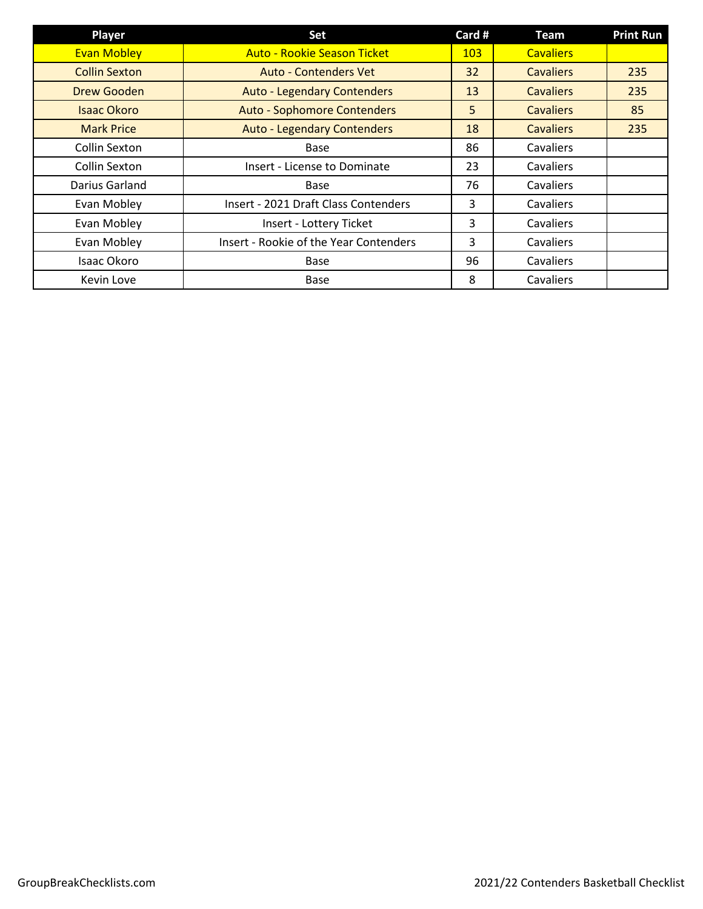| Player | Set | Card # | Team | Print Run |
|---|---|---|---|---|
| Evan Mobley | Auto - Rookie Season Ticket | 103 | Cavaliers | |
| Collin Sexton | Auto - Contenders Vet | 32 | Cavaliers | 235 |
| Drew Gooden | Auto - Legendary Contenders | 13 | Cavaliers | 235 |
| Isaac Okoro | Auto - Sophomore Contenders | 5 | Cavaliers | 85 |
| Mark Price | Auto - Legendary Contenders | 18 | Cavaliers | 235 |
| Collin Sexton | Base | 86 | Cavaliers | |
| Collin Sexton | Insert - License to Dominate | 23 | Cavaliers | |
| Darius Garland | Base | 76 | Cavaliers | |
| Evan Mobley | Insert - 2021 Draft Class Contenders | 3 | Cavaliers | |
| Evan Mobley | Insert - Lottery Ticket | 3 | Cavaliers | |
| Evan Mobley | Insert - Rookie of the Year Contenders | 3 | Cavaliers | |
| Isaac Okoro | Base | 96 | Cavaliers | |
| Kevin Love | Base | 8 | Cavaliers | |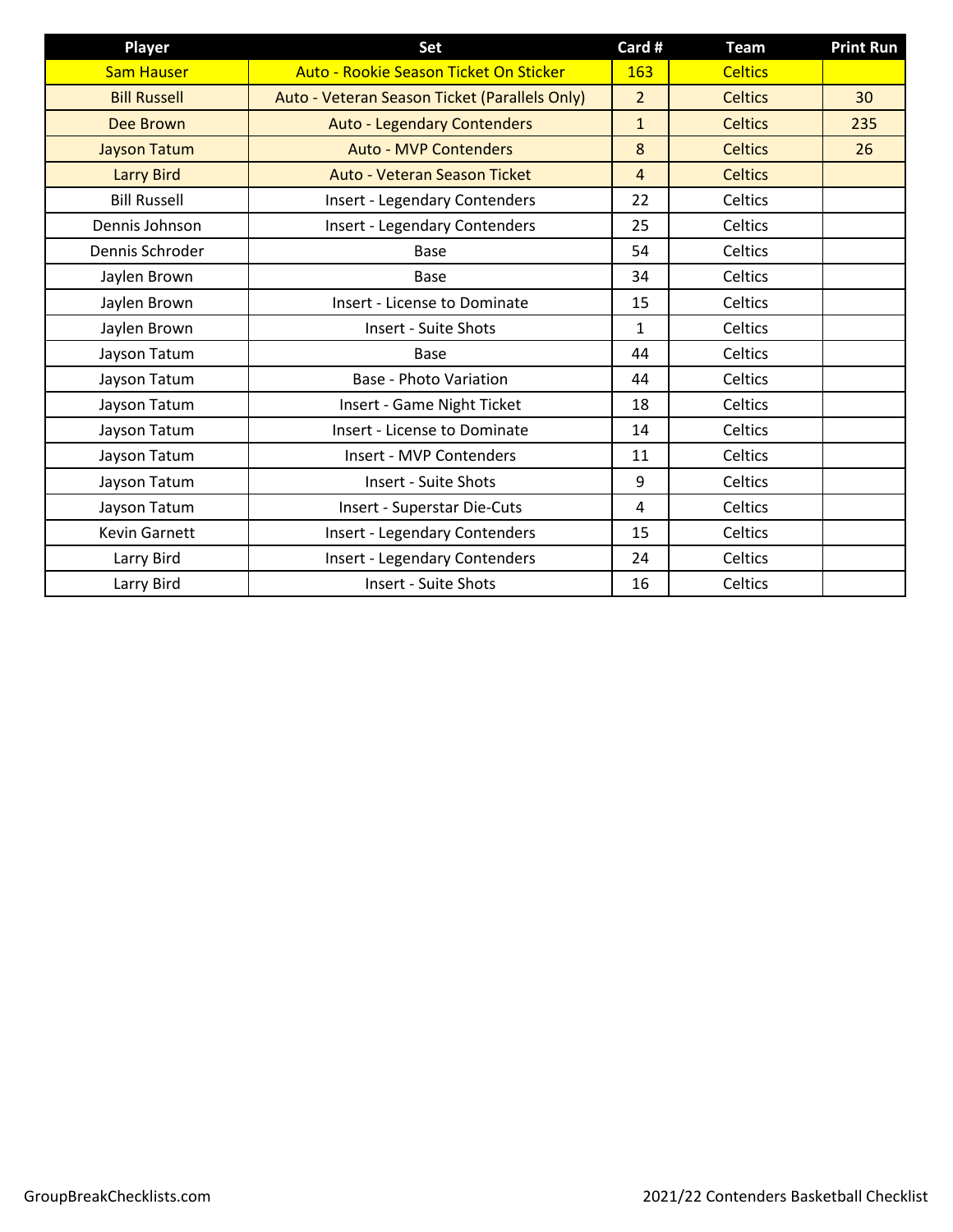| Player | Set | Card # | Team | Print Run |
|---|---|---|---|---|
| Sam Hauser | Auto - Rookie Season Ticket On Sticker | 163 | Celtics | |
| Bill Russell | Auto - Veteran Season Ticket (Parallels Only) | 2 | Celtics | 30 |
| Dee Brown | Auto - Legendary Contenders | 1 | Celtics | 235 |
| Jayson Tatum | Auto - MVP Contenders | 8 | Celtics | 26 |
| Larry Bird | Auto - Veteran Season Ticket | 4 | Celtics | |
| Bill Russell | Insert - Legendary Contenders | 22 | Celtics | |
| Dennis Johnson | Insert - Legendary Contenders | 25 | Celtics | |
| Dennis Schroder | Base | 54 | Celtics | |
| Jaylen Brown | Base | 34 | Celtics | |
| Jaylen Brown | Insert - License to Dominate | 15 | Celtics | |
| Jaylen Brown | Insert - Suite Shots | 1 | Celtics | |
| Jayson Tatum | Base | 44 | Celtics | |
| Jayson Tatum | Base - Photo Variation | 44 | Celtics | |
| Jayson Tatum | Insert - Game Night Ticket | 18 | Celtics | |
| Jayson Tatum | Insert - License to Dominate | 14 | Celtics | |
| Jayson Tatum | Insert - MVP Contenders | 11 | Celtics | |
| Jayson Tatum | Insert - Suite Shots | 9 | Celtics | |
| Jayson Tatum | Insert - Superstar Die-Cuts | 4 | Celtics | |
| Kevin Garnett | Insert - Legendary Contenders | 15 | Celtics | |
| Larry Bird | Insert - Legendary Contenders | 24 | Celtics | |
| Larry Bird | Insert - Suite Shots | 16 | Celtics | |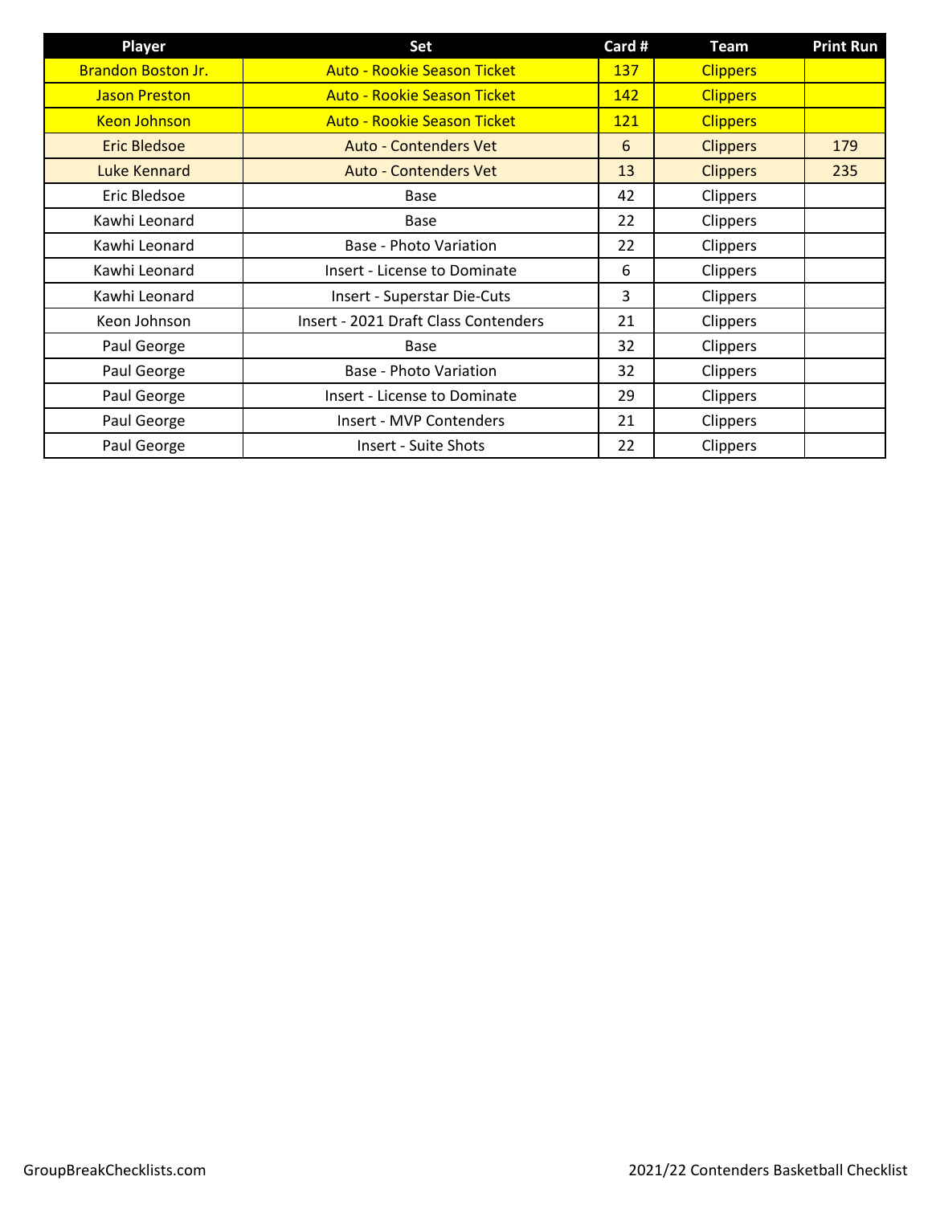| Player | Set | Card # | Team | Print Run |
| --- | --- | --- | --- | --- |
| Brandon Boston Jr. | Auto - Rookie Season Ticket | 137 | Clippers | |
| Jason Preston | Auto - Rookie Season Ticket | 142 | Clippers | |
| Keon Johnson | Auto - Rookie Season Ticket | 121 | Clippers | |
| Eric Bledsoe | Auto - Contenders Vet | 6 | Clippers | 179 |
| Luke Kennard | Auto - Contenders Vet | 13 | Clippers | 235 |
| Eric Bledsoe | Base | 42 | Clippers | |
| Kawhi Leonard | Base | 22 | Clippers | |
| Kawhi Leonard | Base - Photo Variation | 22 | Clippers | |
| Kawhi Leonard | Insert - License to Dominate | 6 | Clippers | |
| Kawhi Leonard | Insert - Superstar Die-Cuts | 3 | Clippers | |
| Keon Johnson | Insert - 2021 Draft Class Contenders | 21 | Clippers | |
| Paul George | Base | 32 | Clippers | |
| Paul George | Base - Photo Variation | 32 | Clippers | |
| Paul George | Insert - License to Dominate | 29 | Clippers | |
| Paul George | Insert - MVP Contenders | 21 | Clippers | |
| Paul George | Insert - Suite Shots | 22 | Clippers | |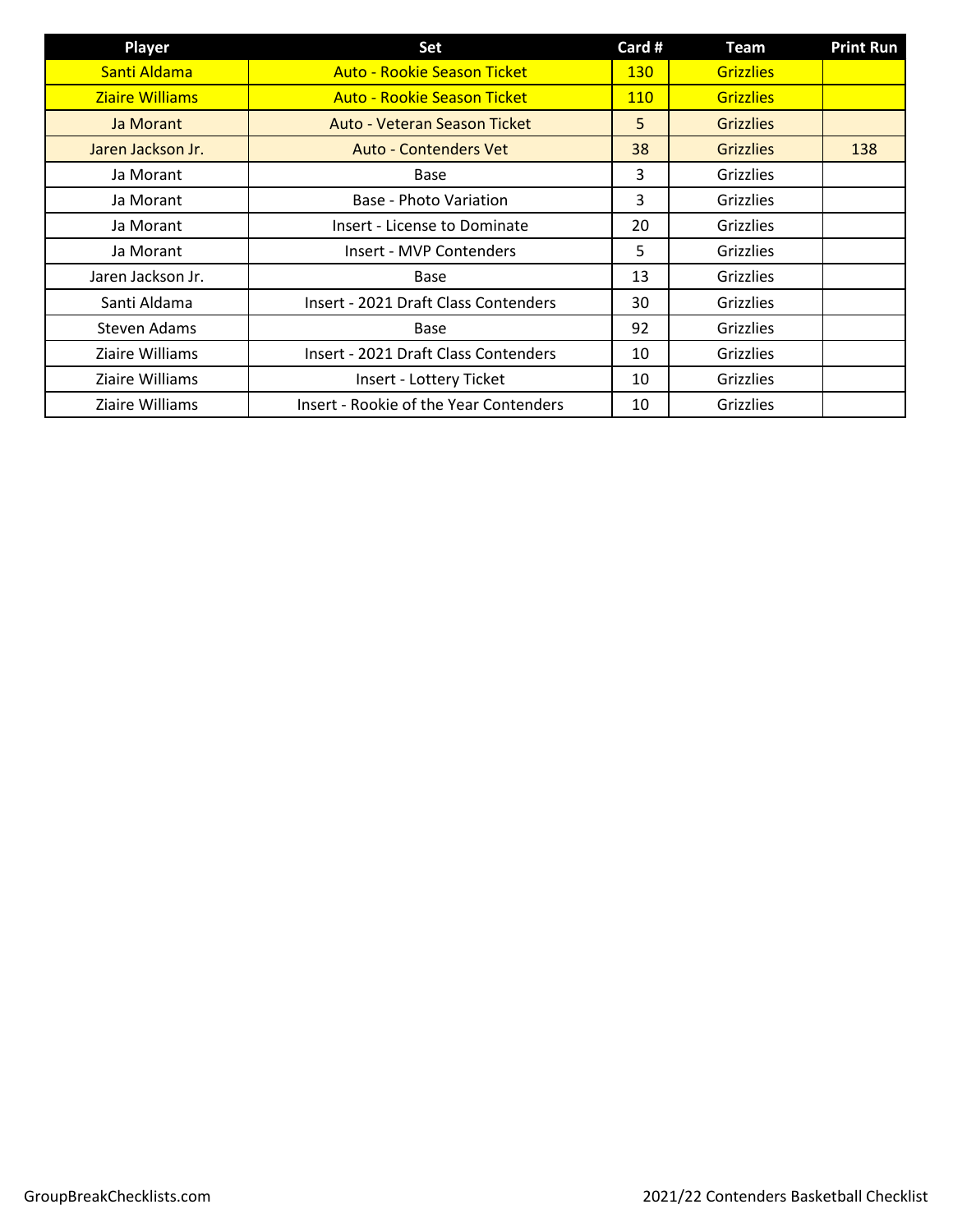| Player | Set | Card # | Team | Print Run |
|---|---|---|---|---|
| Santi Aldama | Auto - Rookie Season Ticket | 130 | Grizzlies | |
| Ziaire Williams | Auto - Rookie Season Ticket | 110 | Grizzlies | |
| Ja Morant | Auto - Veteran Season Ticket | 5 | Grizzlies | |
| Jaren Jackson Jr. | Auto - Contenders Vet | 38 | Grizzlies | 138 |
| Ja Morant | Base | 3 | Grizzlies | |
| Ja Morant | Base - Photo Variation | 3 | Grizzlies | |
| Ja Morant | Insert - License to Dominate | 20 | Grizzlies | |
| Ja Morant | Insert - MVP Contenders | 5 | Grizzlies | |
| Jaren Jackson Jr. | Base | 13 | Grizzlies | |
| Santi Aldama | Insert - 2021 Draft Class Contenders | 30 | Grizzlies | |
| Steven Adams | Base | 92 | Grizzlies | |
| Ziaire Williams | Insert - 2021 Draft Class Contenders | 10 | Grizzlies | |
| Ziaire Williams | Insert - Lottery Ticket | 10 | Grizzlies | |
| Ziaire Williams | Insert - Rookie of the Year Contenders | 10 | Grizzlies | |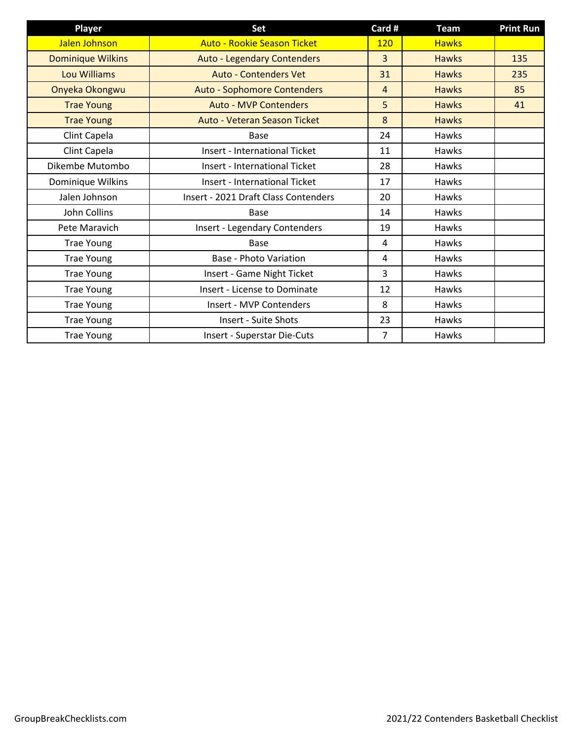| Player | Set | Card # | Team | Print Run |
|---|---|---|---|---|
| Jalen Johnson | Auto - Rookie Season Ticket | 120 | Hawks | |
| Dominique Wilkins | Auto - Legendary Contenders | 3 | Hawks | 135 |
| Lou Williams | Auto - Contenders Vet | 31 | Hawks | 235 |
| Onyeka Okongwu | Auto - Sophomore Contenders | 4 | Hawks | 85 |
| Trae Young | Auto - MVP Contenders | 5 | Hawks | 41 |
| Trae Young | Auto - Veteran Season Ticket | 8 | Hawks | |
| Clint Capela | Base | 24 | Hawks | |
| Clint Capela | Insert - International Ticket | 11 | Hawks | |
| Dikembe Mutombo | Insert - International Ticket | 28 | Hawks | |
| Dominique Wilkins | Insert - International Ticket | 17 | Hawks | |
| Jalen Johnson | Insert - 2021 Draft Class Contenders | 20 | Hawks | |
| John Collins | Base | 14 | Hawks | |
| Pete Maravich | Insert - Legendary Contenders | 19 | Hawks | |
| Trae Young | Base | 4 | Hawks | |
| Trae Young | Base - Photo Variation | 4 | Hawks | |
| Trae Young | Insert - Game Night Ticket | 3 | Hawks | |
| Trae Young | Insert - License to Dominate | 12 | Hawks | |
| Trae Young | Insert - MVP Contenders | 8 | Hawks | |
| Trae Young | Insert - Suite Shots | 23 | Hawks | |
| Trae Young | Insert - Superstar Die-Cuts | 7 | Hawks | |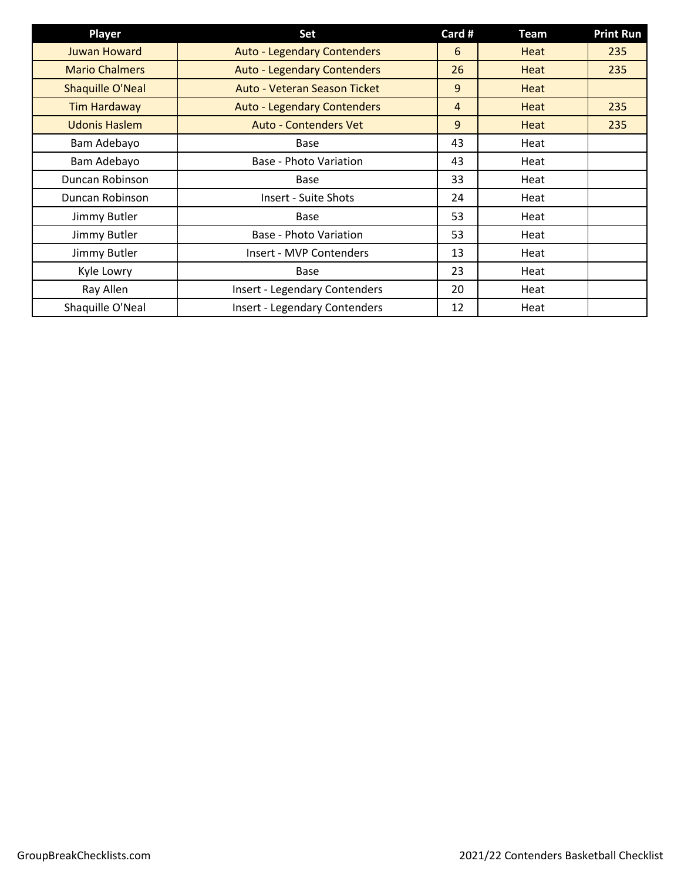| Player | Set | Card # | Team | Print Run |
|---|---|---|---|---|
| Juwan Howard | Auto - Legendary Contenders | 6 | Heat | 235 |
| Mario Chalmers | Auto - Legendary Contenders | 26 | Heat | 235 |
| Shaquille O'Neal | Auto - Veteran Season Ticket | 9 | Heat | |
| Tim Hardaway | Auto - Legendary Contenders | 4 | Heat | 235 |
| Udonis Haslem | Auto - Contenders Vet | 9 | Heat | 235 |
| Bam Adebayo | Base | 43 | Heat | |
| Bam Adebayo | Base - Photo Variation | 43 | Heat | |
| Duncan Robinson | Base | 33 | Heat | |
| Duncan Robinson | Insert - Suite Shots | 24 | Heat | |
| Jimmy Butler | Base | 53 | Heat | |
| Jimmy Butler | Base - Photo Variation | 53 | Heat | |
| Jimmy Butler | Insert - MVP Contenders | 13 | Heat | |
| Kyle Lowry | Base | 23 | Heat | |
| Ray Allen | Insert - Legendary Contenders | 20 | Heat | |
| Shaquille O'Neal | Insert - Legendary Contenders | 12 | Heat | |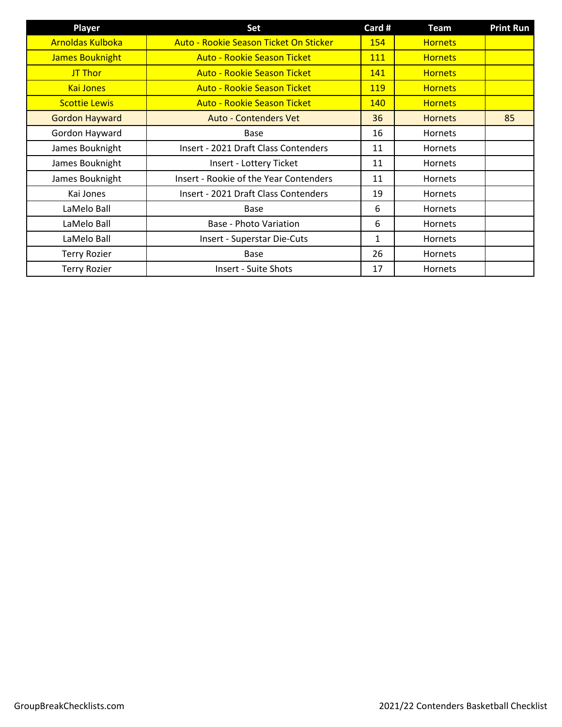| Player | Set | Card # | Team | Print Run |
|---|---|---|---|---|
| Arnoldas Kulboka | Auto - Rookie Season Ticket On Sticker | 154 | Hornets | |
| James Bouknight | Auto - Rookie Season Ticket | 111 | Hornets | |
| JT Thor | Auto - Rookie Season Ticket | 141 | Hornets | |
| Kai Jones | Auto - Rookie Season Ticket | 119 | Hornets | |
| Scottie Lewis | Auto - Rookie Season Ticket | 140 | Hornets | |
| Gordon Hayward | Auto - Contenders Vet | 36 | Hornets | 85 |
| Gordon Hayward | Base | 16 | Hornets | |
| James Bouknight | Insert - 2021 Draft Class Contenders | 11 | Hornets | |
| James Bouknight | Insert - Lottery Ticket | 11 | Hornets | |
| James Bouknight | Insert - Rookie of the Year Contenders | 11 | Hornets | |
| Kai Jones | Insert - 2021 Draft Class Contenders | 19 | Hornets | |
| LaMelo Ball | Base | 6 | Hornets | |
| LaMelo Ball | Base - Photo Variation | 6 | Hornets | |
| LaMelo Ball | Insert - Superstar Die-Cuts | 1 | Hornets | |
| Terry Rozier | Base | 26 | Hornets | |
| Terry Rozier | Insert - Suite Shots | 17 | Hornets | |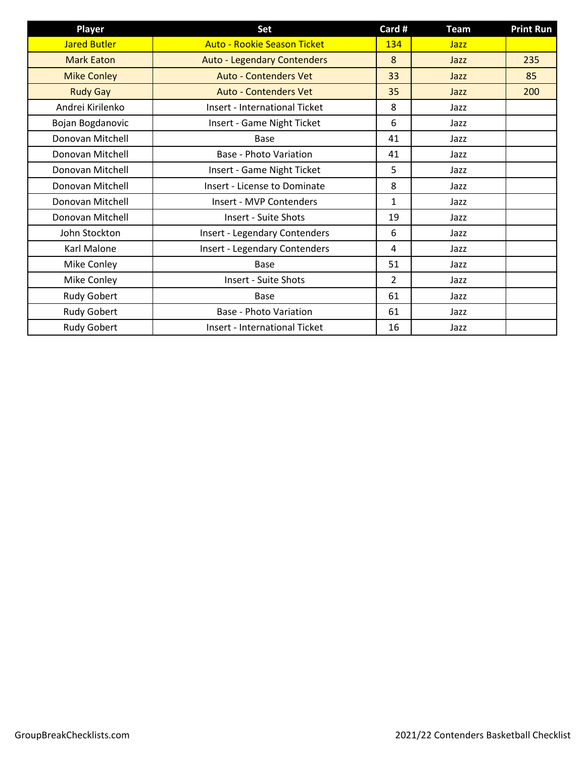| Player | Set | Card # | Team | Print Run |
|---|---|---|---|---|
| Jared Butler | Auto - Rookie Season Ticket | 134 | Jazz | |
| Mark Eaton | Auto - Legendary Contenders | 8 | Jazz | 235 |
| Mike Conley | Auto - Contenders Vet | 33 | Jazz | 85 |
| Rudy Gay | Auto - Contenders Vet | 35 | Jazz | 200 |
| Andrei Kirilenko | Insert - International Ticket | 8 | Jazz | |
| Bojan Bogdanovic | Insert - Game Night Ticket | 6 | Jazz | |
| Donovan Mitchell | Base | 41 | Jazz | |
| Donovan Mitchell | Base - Photo Variation | 41 | Jazz | |
| Donovan Mitchell | Insert - Game Night Ticket | 5 | Jazz | |
| Donovan Mitchell | Insert - License to Dominate | 8 | Jazz | |
| Donovan Mitchell | Insert - MVP Contenders | 1 | Jazz | |
| Donovan Mitchell | Insert - Suite Shots | 19 | Jazz | |
| John Stockton | Insert - Legendary Contenders | 6 | Jazz | |
| Karl Malone | Insert - Legendary Contenders | 4 | Jazz | |
| Mike Conley | Base | 51 | Jazz | |
| Mike Conley | Insert - Suite Shots | 2 | Jazz | |
| Rudy Gobert | Base | 61 | Jazz | |
| Rudy Gobert | Base - Photo Variation | 61 | Jazz | |
| Rudy Gobert | Insert - International Ticket | 16 | Jazz | |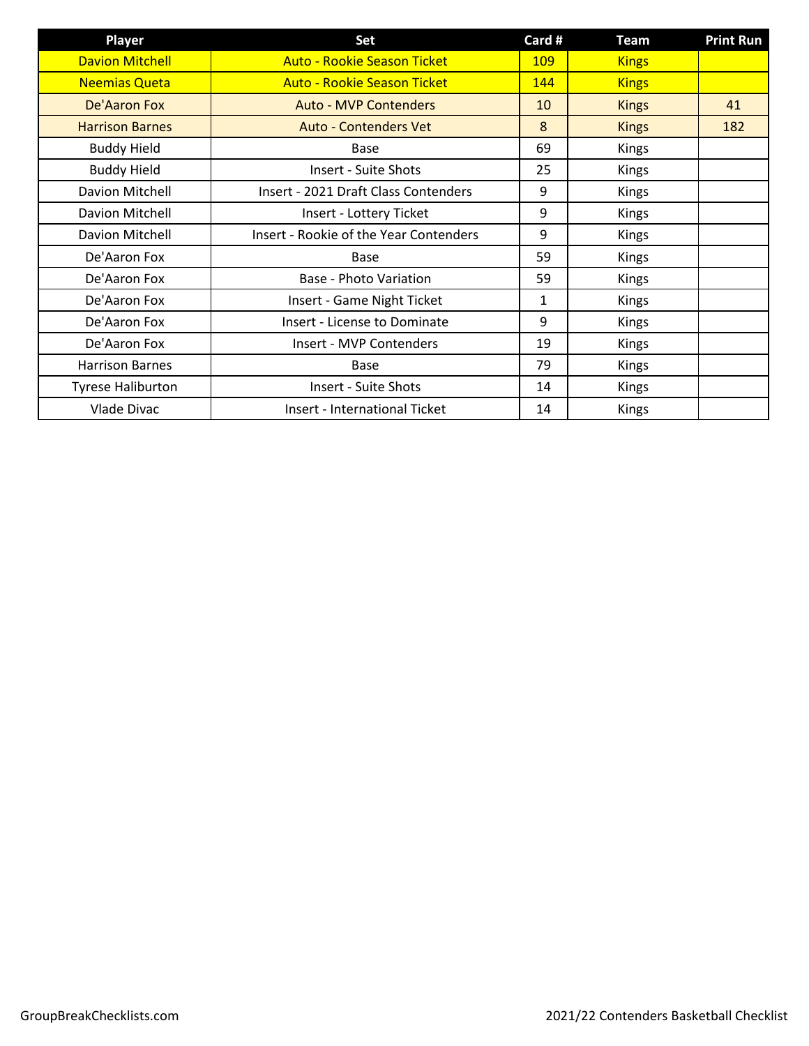| Player | Set | Card # | Team | Print Run |
|---|---|---|---|---|
| Davion Mitchell | Auto - Rookie Season Ticket | 109 | Kings | |
| Neemias Queta | Auto - Rookie Season Ticket | 144 | Kings | |
| De'Aaron Fox | Auto - MVP Contenders | 10 | Kings | 41 |
| Harrison Barnes | Auto - Contenders Vet | 8 | Kings | 182 |
| Buddy Hield | Base | 69 | Kings | |
| Buddy Hield | Insert - Suite Shots | 25 | Kings | |
| Davion Mitchell | Insert - 2021 Draft Class Contenders | 9 | Kings | |
| Davion Mitchell | Insert - Lottery Ticket | 9 | Kings | |
| Davion Mitchell | Insert - Rookie of the Year Contenders | 9 | Kings | |
| De'Aaron Fox | Base | 59 | Kings | |
| De'Aaron Fox | Base - Photo Variation | 59 | Kings | |
| De'Aaron Fox | Insert - Game Night Ticket | 1 | Kings | |
| De'Aaron Fox | Insert - License to Dominate | 9 | Kings | |
| De'Aaron Fox | Insert - MVP Contenders | 19 | Kings | |
| Harrison Barnes | Base | 79 | Kings | |
| Tyrese Haliburton | Insert - Suite Shots | 14 | Kings | |
| Vlade Divac | Insert - International Ticket | 14 | Kings | |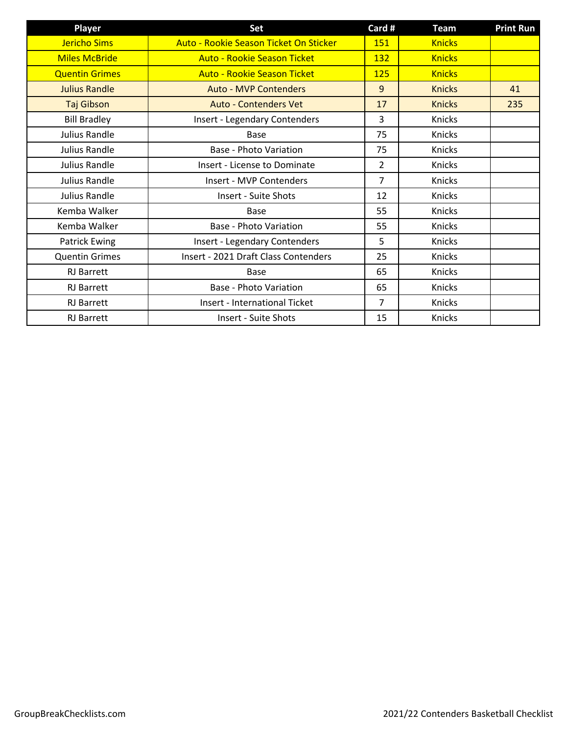| Player | Set | Card # | Team | Print Run |
|---|---|---|---|---|
| Jericho Sims | Auto - Rookie Season Ticket On Sticker | 151 | Knicks | |
| Miles McBride | Auto - Rookie Season Ticket | 132 | Knicks | |
| Quentin Grimes | Auto - Rookie Season Ticket | 125 | Knicks | |
| Julius Randle | Auto - MVP Contenders | 9 | Knicks | 41 |
| Taj Gibson | Auto - Contenders Vet | 17 | Knicks | 235 |
| Bill Bradley | Insert - Legendary Contenders | 3 | Knicks | |
| Julius Randle | Base | 75 | Knicks | |
| Julius Randle | Base - Photo Variation | 75 | Knicks | |
| Julius Randle | Insert - License to Dominate | 2 | Knicks | |
| Julius Randle | Insert - MVP Contenders | 7 | Knicks | |
| Julius Randle | Insert - Suite Shots | 12 | Knicks | |
| Kemba Walker | Base | 55 | Knicks | |
| Kemba Walker | Base - Photo Variation | 55 | Knicks | |
| Patrick Ewing | Insert - Legendary Contenders | 5 | Knicks | |
| Quentin Grimes | Insert - 2021 Draft Class Contenders | 25 | Knicks | |
| RJ Barrett | Base | 65 | Knicks | |
| RJ Barrett | Base - Photo Variation | 65 | Knicks | |
| RJ Barrett | Insert - International Ticket | 7 | Knicks | |
| RJ Barrett | Insert - Suite Shots | 15 | Knicks | |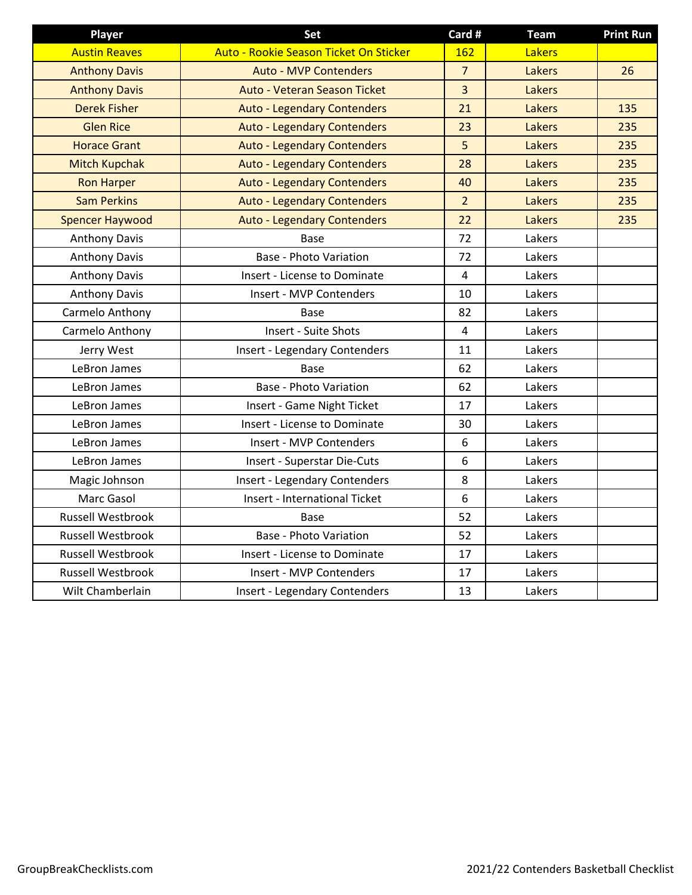| Player | Set | Card # | Team | Print Run |
|---|---|---|---|---|
| Austin Reaves | Auto - Rookie Season Ticket On Sticker | 162 | Lakers | |
| Anthony Davis | Auto - MVP Contenders | 7 | Lakers | 26 |
| Anthony Davis | Auto - Veteran Season Ticket | 3 | Lakers | |
| Derek Fisher | Auto - Legendary Contenders | 21 | Lakers | 135 |
| Glen Rice | Auto - Legendary Contenders | 23 | Lakers | 235 |
| Horace Grant | Auto - Legendary Contenders | 5 | Lakers | 235 |
| Mitch Kupchak | Auto - Legendary Contenders | 28 | Lakers | 235 |
| Ron Harper | Auto - Legendary Contenders | 40 | Lakers | 235 |
| Sam Perkins | Auto - Legendary Contenders | 2 | Lakers | 235 |
| Spencer Haywood | Auto - Legendary Contenders | 22 | Lakers | 235 |
| Anthony Davis | Base | 72 | Lakers | |
| Anthony Davis | Base - Photo Variation | 72 | Lakers | |
| Anthony Davis | Insert - License to Dominate | 4 | Lakers | |
| Anthony Davis | Insert - MVP Contenders | 10 | Lakers | |
| Carmelo Anthony | Base | 82 | Lakers | |
| Carmelo Anthony | Insert - Suite Shots | 4 | Lakers | |
| Jerry West | Insert - Legendary Contenders | 11 | Lakers | |
| LeBron James | Base | 62 | Lakers | |
| LeBron James | Base - Photo Variation | 62 | Lakers | |
| LeBron James | Insert - Game Night Ticket | 17 | Lakers | |
| LeBron James | Insert - License to Dominate | 30 | Lakers | |
| LeBron James | Insert - MVP Contenders | 6 | Lakers | |
| LeBron James | Insert - Superstar Die-Cuts | 6 | Lakers | |
| Magic Johnson | Insert - Legendary Contenders | 8 | Lakers | |
| Marc Gasol | Insert - International Ticket | 6 | Lakers | |
| Russell Westbrook | Base | 52 | Lakers | |
| Russell Westbrook | Base - Photo Variation | 52 | Lakers | |
| Russell Westbrook | Insert - License to Dominate | 17 | Lakers | |
| Russell Westbrook | Insert - MVP Contenders | 17 | Lakers | |
| Wilt Chamberlain | Insert - Legendary Contenders | 13 | Lakers | |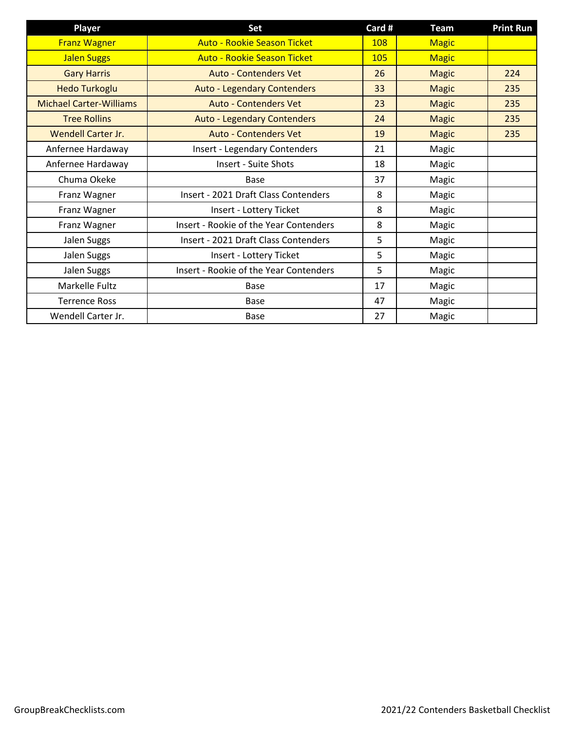| Player | Set | Card # | Team | Print Run |
| --- | --- | --- | --- | --- |
| Franz Wagner | Auto - Rookie Season Ticket | 108 | Magic | |
| Jalen Suggs | Auto - Rookie Season Ticket | 105 | Magic | |
| Gary Harris | Auto - Contenders Vet | 26 | Magic | 224 |
| Hedo Turkoglu | Auto - Legendary Contenders | 33 | Magic | 235 |
| Michael Carter-Williams | Auto - Contenders Vet | 23 | Magic | 235 |
| Tree Rollins | Auto - Legendary Contenders | 24 | Magic | 235 |
| Wendell Carter Jr. | Auto - Contenders Vet | 19 | Magic | 235 |
| Anfernee Hardaway | Insert - Legendary Contenders | 21 | Magic | |
| Anfernee Hardaway | Insert - Suite Shots | 18 | Magic | |
| Chuma Okeke | Base | 37 | Magic | |
| Franz Wagner | Insert - 2021 Draft Class Contenders | 8 | Magic | |
| Franz Wagner | Insert - Lottery Ticket | 8 | Magic | |
| Franz Wagner | Insert - Rookie of the Year Contenders | 8 | Magic | |
| Jalen Suggs | Insert - 2021 Draft Class Contenders | 5 | Magic | |
| Jalen Suggs | Insert - Lottery Ticket | 5 | Magic | |
| Jalen Suggs | Insert - Rookie of the Year Contenders | 5 | Magic | |
| Markelle Fultz | Base | 17 | Magic | |
| Terrence Ross | Base | 47 | Magic | |
| Wendell Carter Jr. | Base | 27 | Magic | |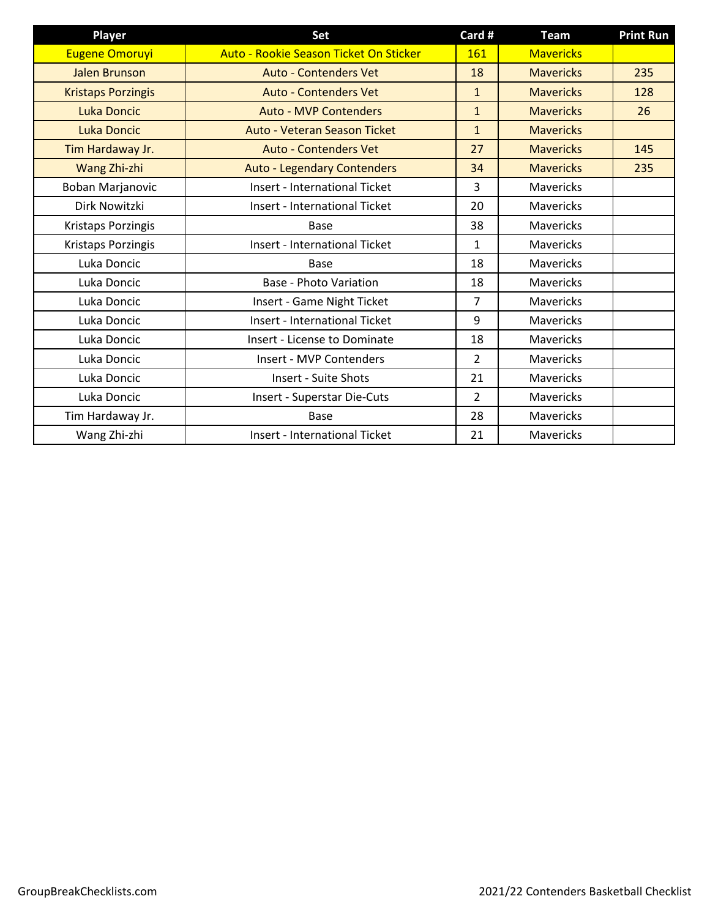| Player | Set | Card # | Team | Print Run |
|---|---|---|---|---|
| Eugene Omoruyi | Auto - Rookie Season Ticket On Sticker | 161 | Mavericks | |
| Jalen Brunson | Auto - Contenders Vet | 18 | Mavericks | 235 |
| Kristaps Porzingis | Auto - Contenders Vet | 1 | Mavericks | 128 |
| Luka Doncic | Auto - MVP Contenders | 1 | Mavericks | 26 |
| Luka Doncic | Auto - Veteran Season Ticket | 1 | Mavericks | |
| Tim Hardaway Jr. | Auto - Contenders Vet | 27 | Mavericks | 145 |
| Wang Zhi-zhi | Auto - Legendary Contenders | 34 | Mavericks | 235 |
| Boban Marjanovic | Insert - International Ticket | 3 | Mavericks | |
| Dirk Nowitzki | Insert - International Ticket | 20 | Mavericks | |
| Kristaps Porzingis | Base | 38 | Mavericks | |
| Kristaps Porzingis | Insert - International Ticket | 1 | Mavericks | |
| Luka Doncic | Base | 18 | Mavericks | |
| Luka Doncic | Base - Photo Variation | 18 | Mavericks | |
| Luka Doncic | Insert - Game Night Ticket | 7 | Mavericks | |
| Luka Doncic | Insert - International Ticket | 9 | Mavericks | |
| Luka Doncic | Insert - License to Dominate | 18 | Mavericks | |
| Luka Doncic | Insert - MVP Contenders | 2 | Mavericks | |
| Luka Doncic | Insert - Suite Shots | 21 | Mavericks | |
| Luka Doncic | Insert - Superstar Die-Cuts | 2 | Mavericks | |
| Tim Hardaway Jr. | Base | 28 | Mavericks | |
| Wang Zhi-zhi | Insert - International Ticket | 21 | Mavericks | |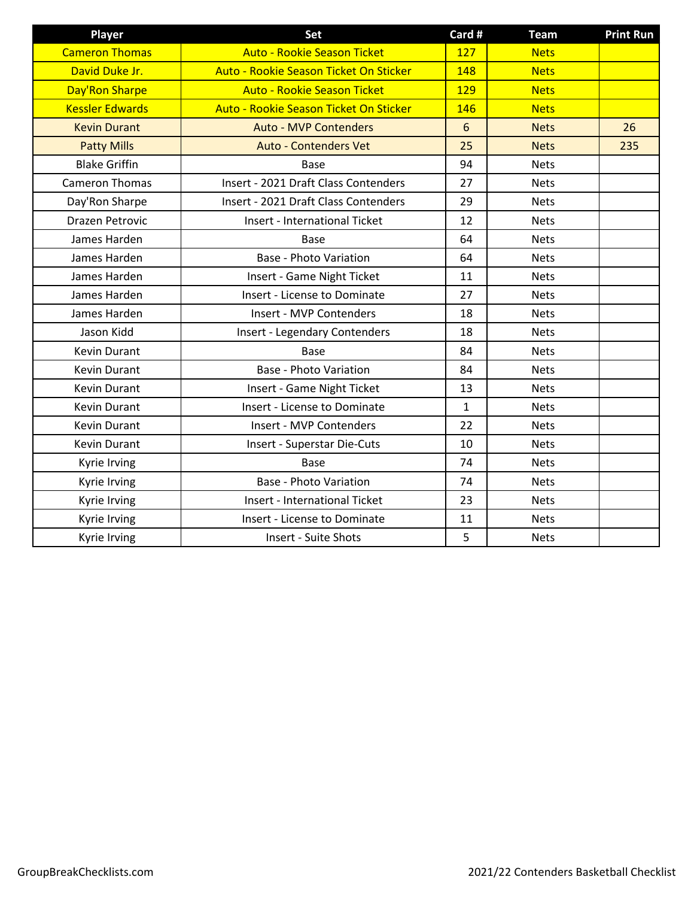| Player | Set | Card # | Team | Print Run |
|---|---|---|---|---|
| Cameron Thomas | Auto - Rookie Season Ticket | 127 | Nets | |
| David Duke Jr. | Auto - Rookie Season Ticket On Sticker | 148 | Nets | |
| Day'Ron Sharpe | Auto - Rookie Season Ticket | 129 | Nets | |
| Kessler Edwards | Auto - Rookie Season Ticket On Sticker | 146 | Nets | |
| Kevin Durant | Auto - MVP Contenders | 6 | Nets | 26 |
| Patty Mills | Auto - Contenders Vet | 25 | Nets | 235 |
| Blake Griffin | Base | 94 | Nets | |
| Cameron Thomas | Insert - 2021 Draft Class Contenders | 27 | Nets | |
| Day'Ron Sharpe | Insert - 2021 Draft Class Contenders | 29 | Nets | |
| Drazen Petrovic | Insert - International Ticket | 12 | Nets | |
| James Harden | Base | 64 | Nets | |
| James Harden | Base - Photo Variation | 64 | Nets | |
| James Harden | Insert - Game Night Ticket | 11 | Nets | |
| James Harden | Insert - License to Dominate | 27 | Nets | |
| James Harden | Insert - MVP Contenders | 18 | Nets | |
| Jason Kidd | Insert - Legendary Contenders | 18 | Nets | |
| Kevin Durant | Base | 84 | Nets | |
| Kevin Durant | Base - Photo Variation | 84 | Nets | |
| Kevin Durant | Insert - Game Night Ticket | 13 | Nets | |
| Kevin Durant | Insert - License to Dominate | 1 | Nets | |
| Kevin Durant | Insert - MVP Contenders | 22 | Nets | |
| Kevin Durant | Insert - Superstar Die-Cuts | 10 | Nets | |
| Kyrie Irving | Base | 74 | Nets | |
| Kyrie Irving | Base - Photo Variation | 74 | Nets | |
| Kyrie Irving | Insert - International Ticket | 23 | Nets | |
| Kyrie Irving | Insert - License to Dominate | 11 | Nets | |
| Kyrie Irving | Insert - Suite Shots | 5 | Nets | |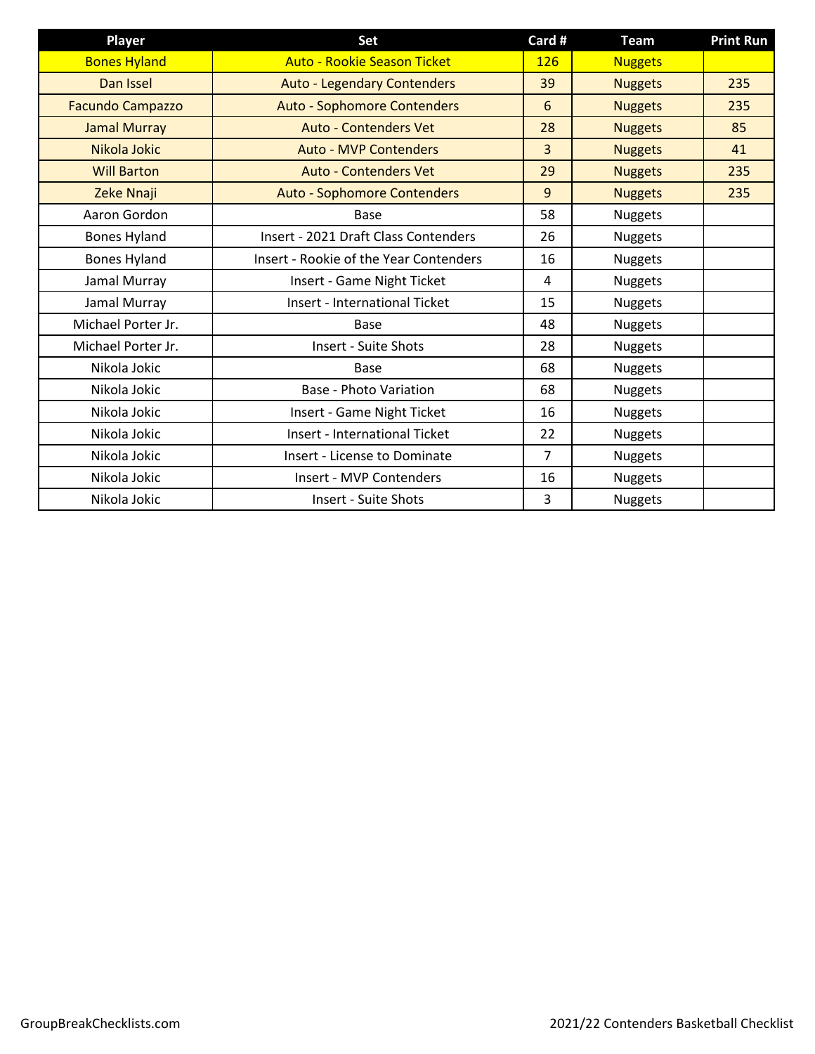| Player | Set | Card # | Team | Print Run |
|---|---|---|---|---|
| Bones Hyland | Auto - Rookie Season Ticket | 126 | Nuggets | |
| Dan Issel | Auto - Legendary Contenders | 39 | Nuggets | 235 |
| Facundo Campazzo | Auto - Sophomore Contenders | 6 | Nuggets | 235 |
| Jamal Murray | Auto - Contenders Vet | 28 | Nuggets | 85 |
| Nikola Jokic | Auto - MVP Contenders | 3 | Nuggets | 41 |
| Will Barton | Auto - Contenders Vet | 29 | Nuggets | 235 |
| Zeke Nnaji | Auto - Sophomore Contenders | 9 | Nuggets | 235 |
| Aaron Gordon | Base | 58 | Nuggets | |
| Bones Hyland | Insert - 2021 Draft Class Contenders | 26 | Nuggets | |
| Bones Hyland | Insert - Rookie of the Year Contenders | 16 | Nuggets | |
| Jamal Murray | Insert - Game Night Ticket | 4 | Nuggets | |
| Jamal Murray | Insert - International Ticket | 15 | Nuggets | |
| Michael Porter Jr. | Base | 48 | Nuggets | |
| Michael Porter Jr. | Insert - Suite Shots | 28 | Nuggets | |
| Nikola Jokic | Base | 68 | Nuggets | |
| Nikola Jokic | Base - Photo Variation | 68 | Nuggets | |
| Nikola Jokic | Insert - Game Night Ticket | 16 | Nuggets | |
| Nikola Jokic | Insert - International Ticket | 22 | Nuggets | |
| Nikola Jokic | Insert - License to Dominate | 7 | Nuggets | |
| Nikola Jokic | Insert - MVP Contenders | 16 | Nuggets | |
| Nikola Jokic | Insert - Suite Shots | 3 | Nuggets | |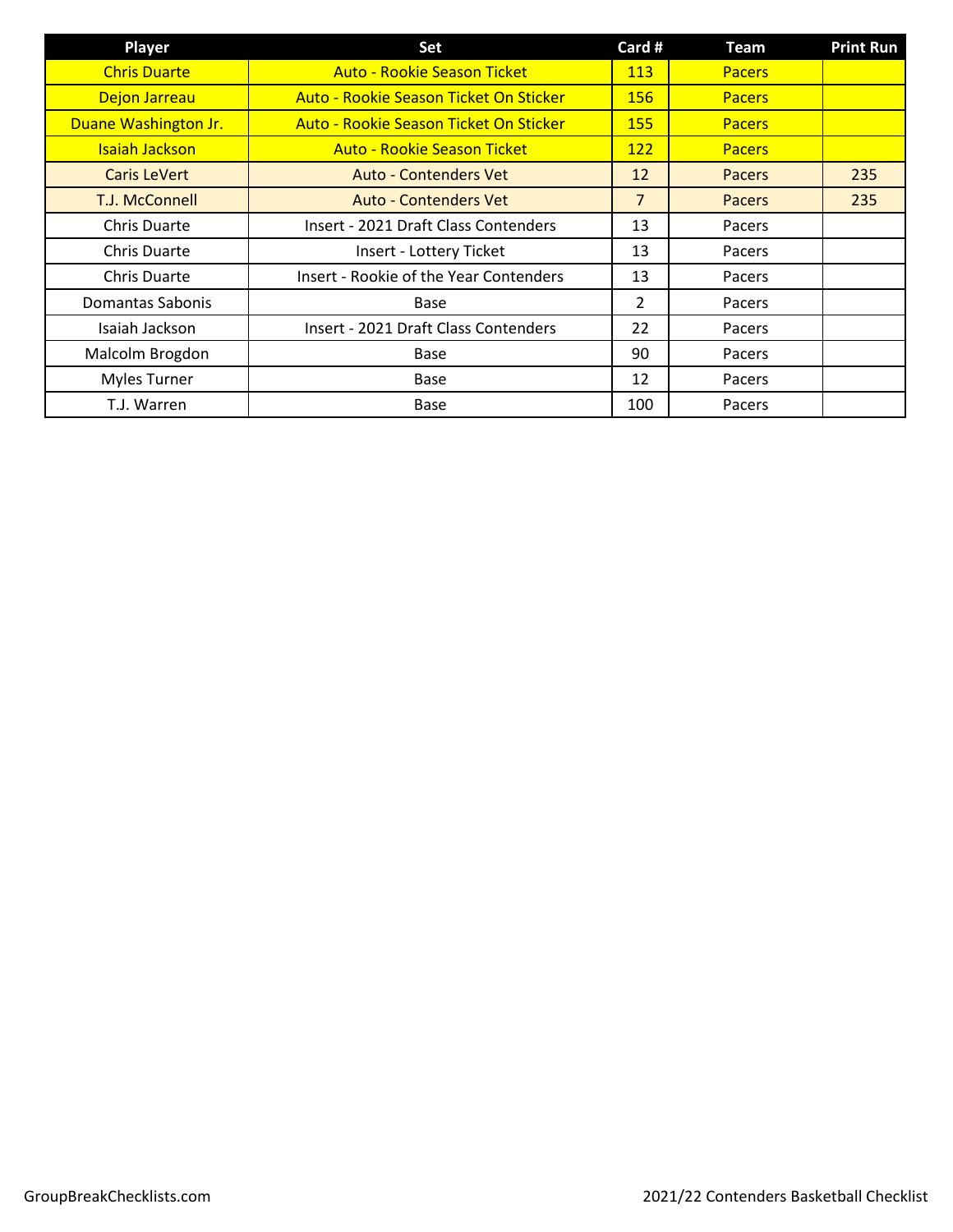| Player | Set | Card # | Team | Print Run |
|---|---|---|---|---|
| Chris Duarte | Auto - Rookie Season Ticket | 113 | Pacers | |
| Dejon Jarreau | Auto - Rookie Season Ticket On Sticker | 156 | Pacers | |
| Duane Washington Jr. | Auto - Rookie Season Ticket On Sticker | 155 | Pacers | |
| Isaiah Jackson | Auto - Rookie Season Ticket | 122 | Pacers | |
| Caris LeVert | Auto - Contenders Vet | 12 | Pacers | 235 |
| T.J. McConnell | Auto - Contenders Vet | 7 | Pacers | 235 |
| Chris Duarte | Insert - 2021 Draft Class Contenders | 13 | Pacers | |
| Chris Duarte | Insert - Lottery Ticket | 13 | Pacers | |
| Chris Duarte | Insert - Rookie of the Year Contenders | 13 | Pacers | |
| Domantas Sabonis | Base | 2 | Pacers | |
| Isaiah Jackson | Insert - 2021 Draft Class Contenders | 22 | Pacers | |
| Malcolm Brogdon | Base | 90 | Pacers | |
| Myles Turner | Base | 12 | Pacers | |
| T.J. Warren | Base | 100 | Pacers | |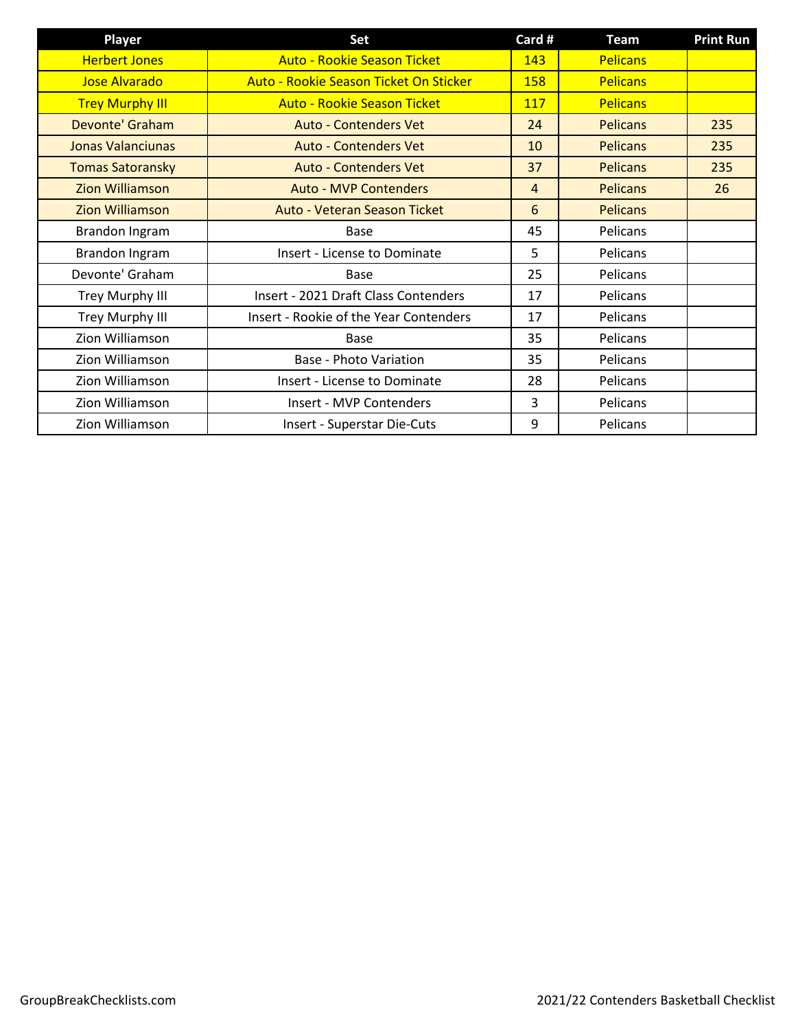| Player | Set | Card # | Team | Print Run |
| --- | --- | --- | --- | --- |
| Herbert Jones | Auto - Rookie Season Ticket | 143 | Pelicans | |
| Jose Alvarado | Auto - Rookie Season Ticket On Sticker | 158 | Pelicans | |
| Trey Murphy III | Auto - Rookie Season Ticket | 117 | Pelicans | |
| Devonte' Graham | Auto - Contenders Vet | 24 | Pelicans | 235 |
| Jonas Valanciunas | Auto - Contenders Vet | 10 | Pelicans | 235 |
| Tomas Satoransky | Auto - Contenders Vet | 37 | Pelicans | 235 |
| Zion Williamson | Auto - MVP Contenders | 4 | Pelicans | 26 |
| Zion Williamson | Auto - Veteran Season Ticket | 6 | Pelicans | |
| Brandon Ingram | Base | 45 | Pelicans | |
| Brandon Ingram | Insert - License to Dominate | 5 | Pelicans | |
| Devonte' Graham | Base | 25 | Pelicans | |
| Trey Murphy III | Insert - 2021 Draft Class Contenders | 17 | Pelicans | |
| Trey Murphy III | Insert - Rookie of the Year Contenders | 17 | Pelicans | |
| Zion Williamson | Base | 35 | Pelicans | |
| Zion Williamson | Base - Photo Variation | 35 | Pelicans | |
| Zion Williamson | Insert - License to Dominate | 28 | Pelicans | |
| Zion Williamson | Insert - MVP Contenders | 3 | Pelicans | |
| Zion Williamson | Insert - Superstar Die-Cuts | 9 | Pelicans | |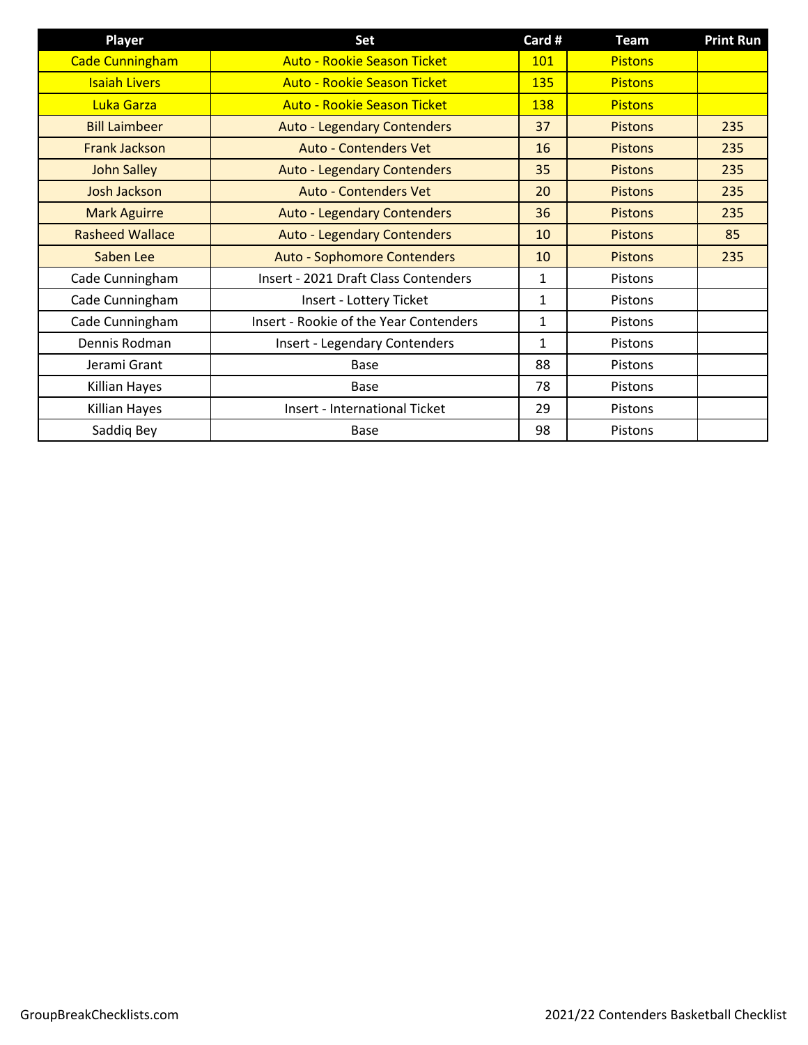| Player | Set | Card # | Team | Print Run |
|---|---|---|---|---|
| Cade Cunningham | Auto - Rookie Season Ticket | 101 | Pistons | |
| Isaiah Livers | Auto - Rookie Season Ticket | 135 | Pistons | |
| Luka Garza | Auto - Rookie Season Ticket | 138 | Pistons | |
| Bill Laimbeer | Auto - Legendary Contenders | 37 | Pistons | 235 |
| Frank Jackson | Auto - Contenders Vet | 16 | Pistons | 235 |
| John Salley | Auto - Legendary Contenders | 35 | Pistons | 235 |
| Josh Jackson | Auto - Contenders Vet | 20 | Pistons | 235 |
| Mark Aguirre | Auto - Legendary Contenders | 36 | Pistons | 235 |
| Rasheed Wallace | Auto - Legendary Contenders | 10 | Pistons | 85 |
| Saben Lee | Auto - Sophomore Contenders | 10 | Pistons | 235 |
| Cade Cunningham | Insert - 2021 Draft Class Contenders | 1 | Pistons | |
| Cade Cunningham | Insert - Lottery Ticket | 1 | Pistons | |
| Cade Cunningham | Insert - Rookie of the Year Contenders | 1 | Pistons | |
| Dennis Rodman | Insert - Legendary Contenders | 1 | Pistons | |
| Jerami Grant | Base | 88 | Pistons | |
| Killian Hayes | Base | 78 | Pistons | |
| Killian Hayes | Insert - International Ticket | 29 | Pistons | |
| Saddiq Bey | Base | 98 | Pistons | |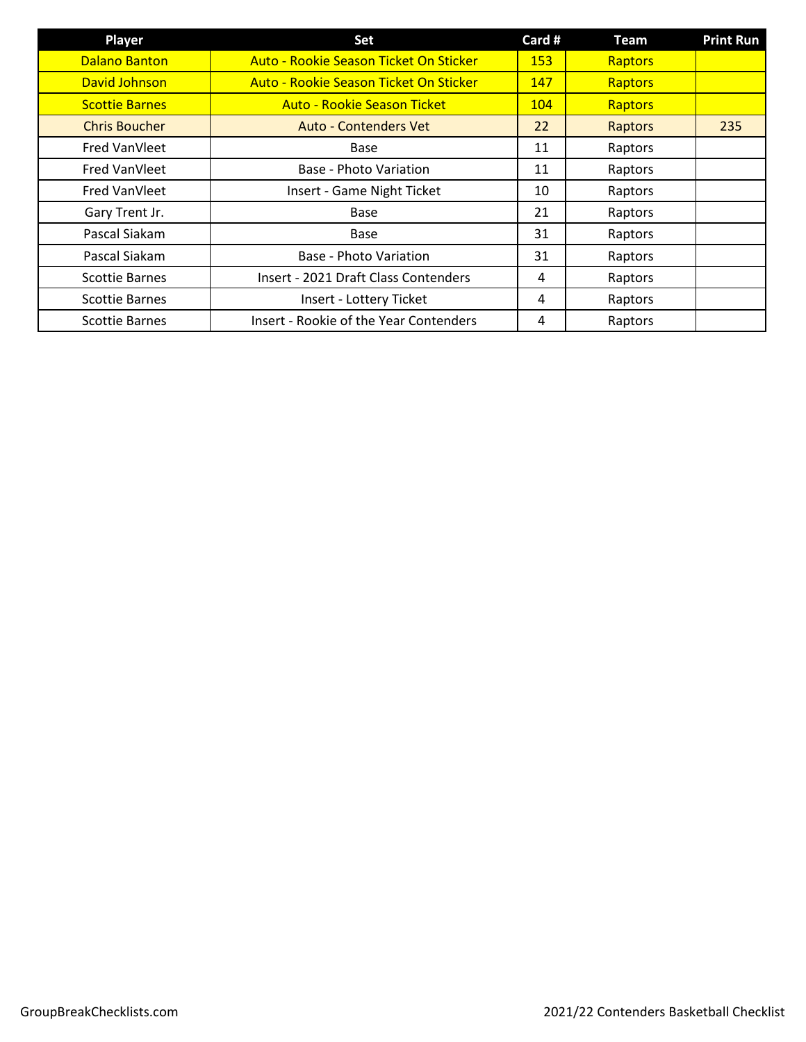| Player | Set | Card # | Team | Print Run |
|---|---|---|---|---|
| Dalano Banton | Auto - Rookie Season Ticket On Sticker | 153 | Raptors | |
| David Johnson | Auto - Rookie Season Ticket On Sticker | 147 | Raptors | |
| Scottie Barnes | Auto - Rookie Season Ticket | 104 | Raptors | |
| Chris Boucher | Auto - Contenders Vet | 22 | Raptors | 235 |
| Fred VanVleet | Base | 11 | Raptors | |
| Fred VanVleet | Base - Photo Variation | 11 | Raptors | |
| Fred VanVleet | Insert - Game Night Ticket | 10 | Raptors | |
| Gary Trent Jr. | Base | 21 | Raptors | |
| Pascal Siakam | Base | 31 | Raptors | |
| Pascal Siakam | Base - Photo Variation | 31 | Raptors | |
| Scottie Barnes | Insert - 2021 Draft Class Contenders | 4 | Raptors | |
| Scottie Barnes | Insert - Lottery Ticket | 4 | Raptors | |
| Scottie Barnes | Insert - Rookie of the Year Contenders | 4 | Raptors | |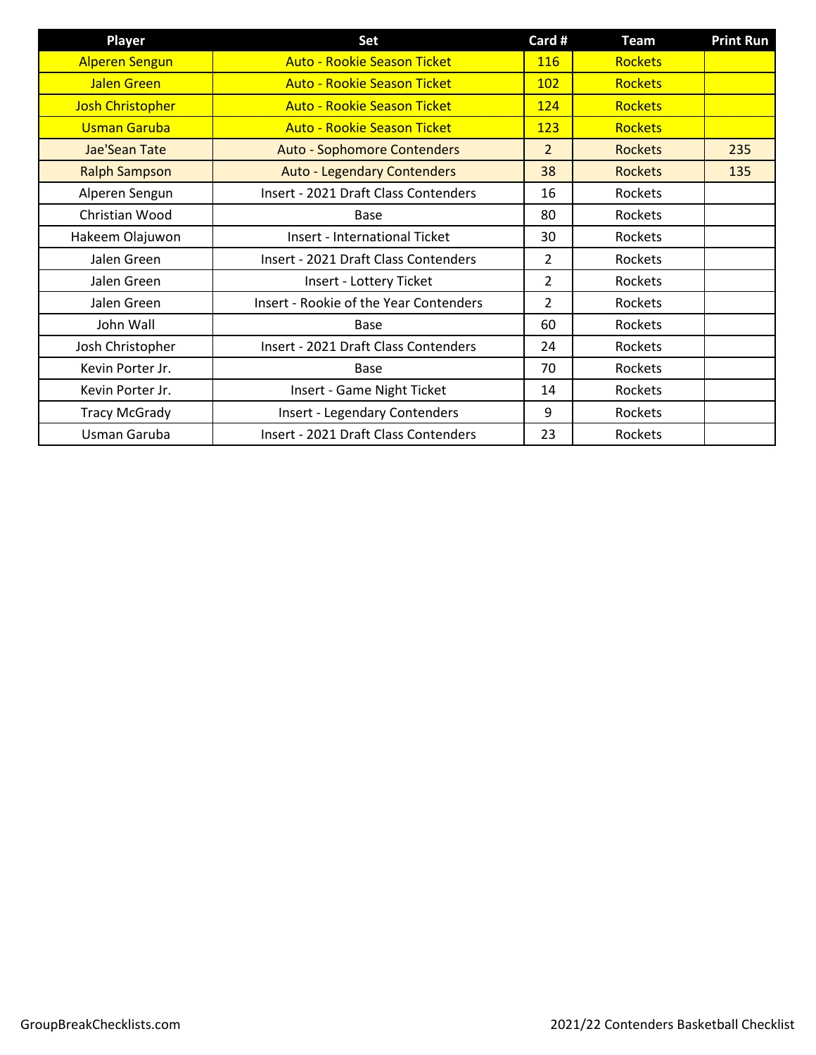| Player | Set | Card # | Team | Print Run |
|---|---|---|---|---|
| Alperen Sengun | Auto - Rookie Season Ticket | 116 | Rockets | |
| Jalen Green | Auto - Rookie Season Ticket | 102 | Rockets | |
| Josh Christopher | Auto - Rookie Season Ticket | 124 | Rockets | |
| Usman Garuba | Auto - Rookie Season Ticket | 123 | Rockets | |
| Jae'Sean Tate | Auto - Sophomore Contenders | 2 | Rockets | 235 |
| Ralph Sampson | Auto - Legendary Contenders | 38 | Rockets | 135 |
| Alperen Sengun | Insert - 2021 Draft Class Contenders | 16 | Rockets | |
| Christian Wood | Base | 80 | Rockets | |
| Hakeem Olajuwon | Insert - International Ticket | 30 | Rockets | |
| Jalen Green | Insert - 2021 Draft Class Contenders | 2 | Rockets | |
| Jalen Green | Insert - Lottery Ticket | 2 | Rockets | |
| Jalen Green | Insert - Rookie of the Year Contenders | 2 | Rockets | |
| John Wall | Base | 60 | Rockets | |
| Josh Christopher | Insert - 2021 Draft Class Contenders | 24 | Rockets | |
| Kevin Porter Jr. | Base | 70 | Rockets | |
| Kevin Porter Jr. | Insert - Game Night Ticket | 14 | Rockets | |
| Tracy McGrady | Insert - Legendary Contenders | 9 | Rockets | |
| Usman Garuba | Insert - 2021 Draft Class Contenders | 23 | Rockets | |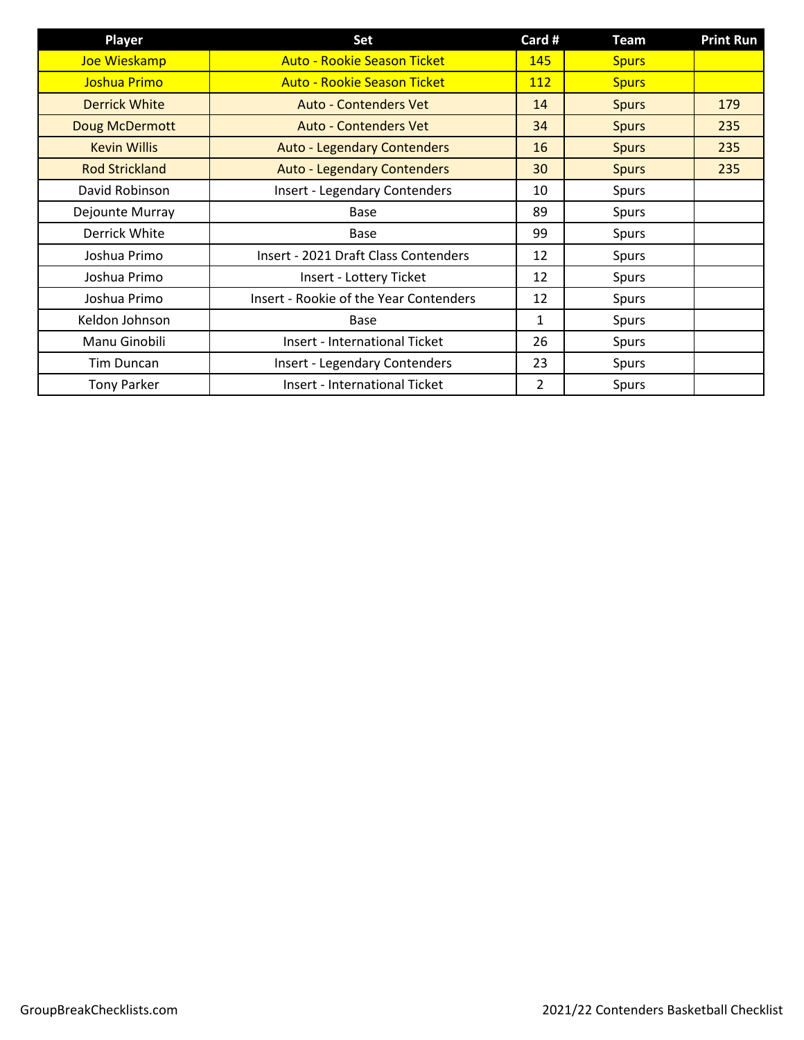| Player | Set | Card # | Team | Print Run |
| --- | --- | --- | --- | --- |
| Joe Wieskamp | Auto - Rookie Season Ticket | 145 | Spurs | |
| Joshua Primo | Auto - Rookie Season Ticket | 112 | Spurs | |
| Derrick White | Auto - Contenders Vet | 14 | Spurs | 179 |
| Doug McDermott | Auto - Contenders Vet | 34 | Spurs | 235 |
| Kevin Willis | Auto - Legendary Contenders | 16 | Spurs | 235 |
| Rod Strickland | Auto - Legendary Contenders | 30 | Spurs | 235 |
| David Robinson | Insert - Legendary Contenders | 10 | Spurs | |
| Dejounte Murray | Base | 89 | Spurs | |
| Derrick White | Base | 99 | Spurs | |
| Joshua Primo | Insert - 2021 Draft Class Contenders | 12 | Spurs | |
| Joshua Primo | Insert - Lottery Ticket | 12 | Spurs | |
| Joshua Primo | Insert - Rookie of the Year Contenders | 12 | Spurs | |
| Keldon Johnson | Base | 1 | Spurs | |
| Manu Ginobili | Insert - International Ticket | 26 | Spurs | |
| Tim Duncan | Insert - Legendary Contenders | 23 | Spurs | |
| Tony Parker | Insert - International Ticket | 2 | Spurs | |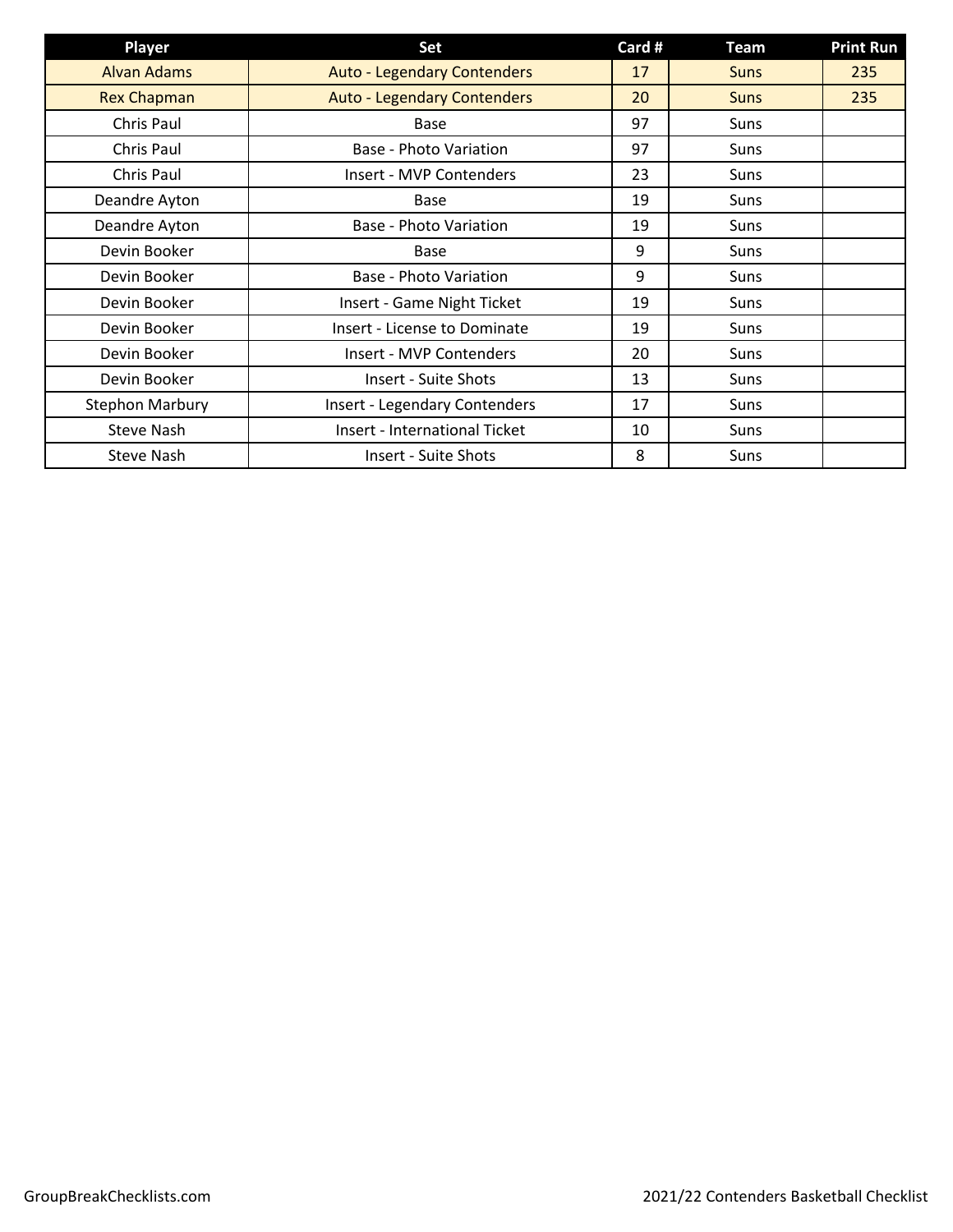| Player | Set | Card # | Team | Print Run |
|---|---|---|---|---|
| Alvan Adams | Auto - Legendary Contenders | 17 | Suns | 235 |
| Rex Chapman | Auto - Legendary Contenders | 20 | Suns | 235 |
| Chris Paul | Base | 97 | Suns | |
| Chris Paul | Base - Photo Variation | 97 | Suns | |
| Chris Paul | Insert - MVP Contenders | 23 | Suns | |
| Deandre Ayton | Base | 19 | Suns | |
| Deandre Ayton | Base - Photo Variation | 19 | Suns | |
| Devin Booker | Base | 9 | Suns | |
| Devin Booker | Base - Photo Variation | 9 | Suns | |
| Devin Booker | Insert - Game Night Ticket | 19 | Suns | |
| Devin Booker | Insert - License to Dominate | 19 | Suns | |
| Devin Booker | Insert - MVP Contenders | 20 | Suns | |
| Devin Booker | Insert - Suite Shots | 13 | Suns | |
| Stephon Marbury | Insert - Legendary Contenders | 17 | Suns | |
| Steve Nash | Insert - International Ticket | 10 | Suns | |
| Steve Nash | Insert - Suite Shots | 8 | Suns | |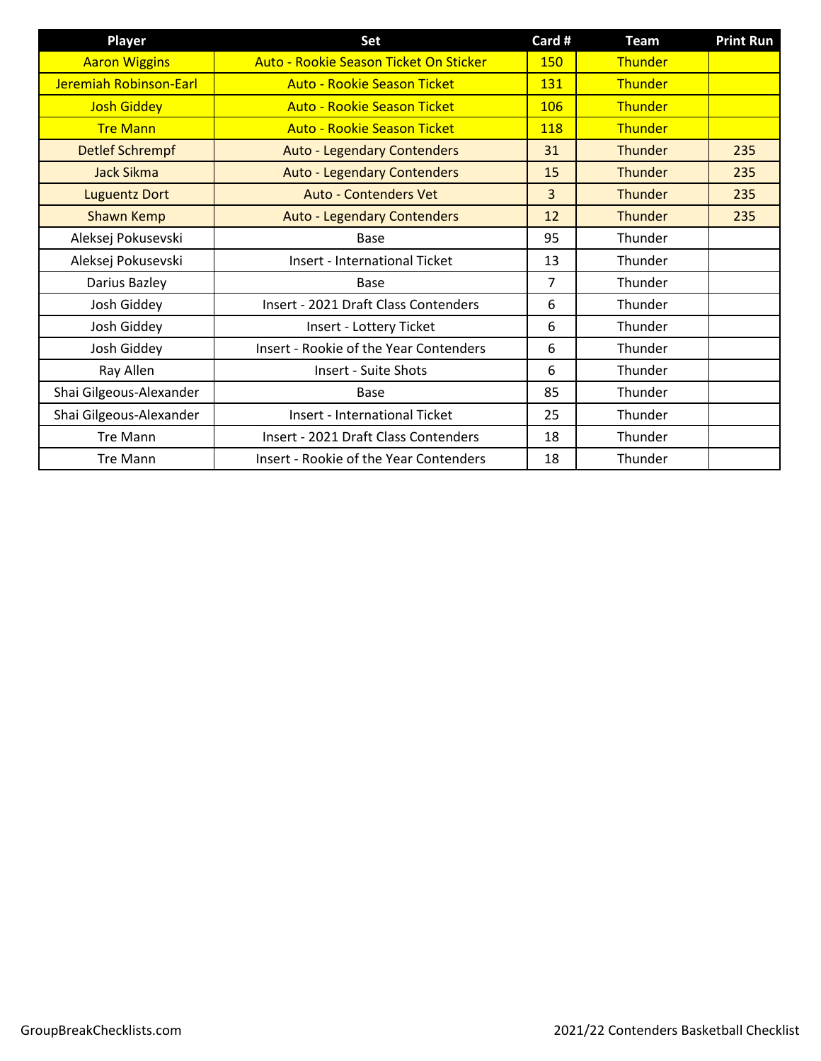| Player | Set | Card # | Team | Print Run |
| --- | --- | --- | --- | --- |
| Aaron Wiggins | Auto - Rookie Season Ticket On Sticker | 150 | Thunder | |
| Jeremiah Robinson-Earl | Auto - Rookie Season Ticket | 131 | Thunder | |
| Josh Giddey | Auto - Rookie Season Ticket | 106 | Thunder | |
| Tre Mann | Auto - Rookie Season Ticket | 118 | Thunder | |
| Detlef Schrempf | Auto - Legendary Contenders | 31 | Thunder | 235 |
| Jack Sikma | Auto - Legendary Contenders | 15 | Thunder | 235 |
| Luguentz Dort | Auto - Contenders Vet | 3 | Thunder | 235 |
| Shawn Kemp | Auto - Legendary Contenders | 12 | Thunder | 235 |
| Aleksej Pokusevski | Base | 95 | Thunder | |
| Aleksej Pokusevski | Insert - International Ticket | 13 | Thunder | |
| Darius Bazley | Base | 7 | Thunder | |
| Josh Giddey | Insert - 2021 Draft Class Contenders | 6 | Thunder | |
| Josh Giddey | Insert - Lottery Ticket | 6 | Thunder | |
| Josh Giddey | Insert - Rookie of the Year Contenders | 6 | Thunder | |
| Ray Allen | Insert - Suite Shots | 6 | Thunder | |
| Shai Gilgeous-Alexander | Base | 85 | Thunder | |
| Shai Gilgeous-Alexander | Insert - International Ticket | 25 | Thunder | |
| Tre Mann | Insert - 2021 Draft Class Contenders | 18 | Thunder | |
| Tre Mann | Insert - Rookie of the Year Contenders | 18 | Thunder | |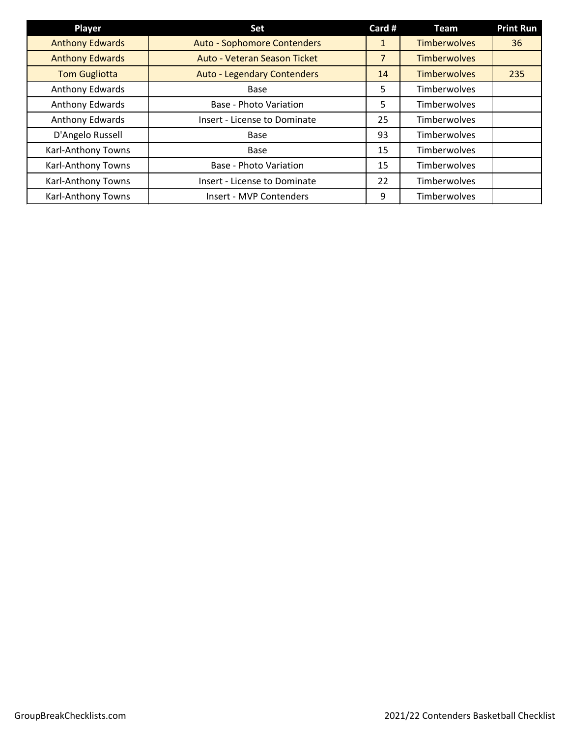| Player | Set | Card # | Team | Print Run |
|---|---|---|---|---|
| Anthony Edwards | Auto - Sophomore Contenders | 1 | Timberwolves | 36 |
| Anthony Edwards | Auto - Veteran Season Ticket | 7 | Timberwolves | |
| Tom Gugliotta | Auto - Legendary Contenders | 14 | Timberwolves | 235 |
| Anthony Edwards | Base | 5 | Timberwolves | |
| Anthony Edwards | Base - Photo Variation | 5 | Timberwolves | |
| Anthony Edwards | Insert - License to Dominate | 25 | Timberwolves | |
| D'Angelo Russell | Base | 93 | Timberwolves | |
| Karl-Anthony Towns | Base | 15 | Timberwolves | |
| Karl-Anthony Towns | Base - Photo Variation | 15 | Timberwolves | |
| Karl-Anthony Towns | Insert - License to Dominate | 22 | Timberwolves | |
| Karl-Anthony Towns | Insert - MVP Contenders | 9 | Timberwolves | |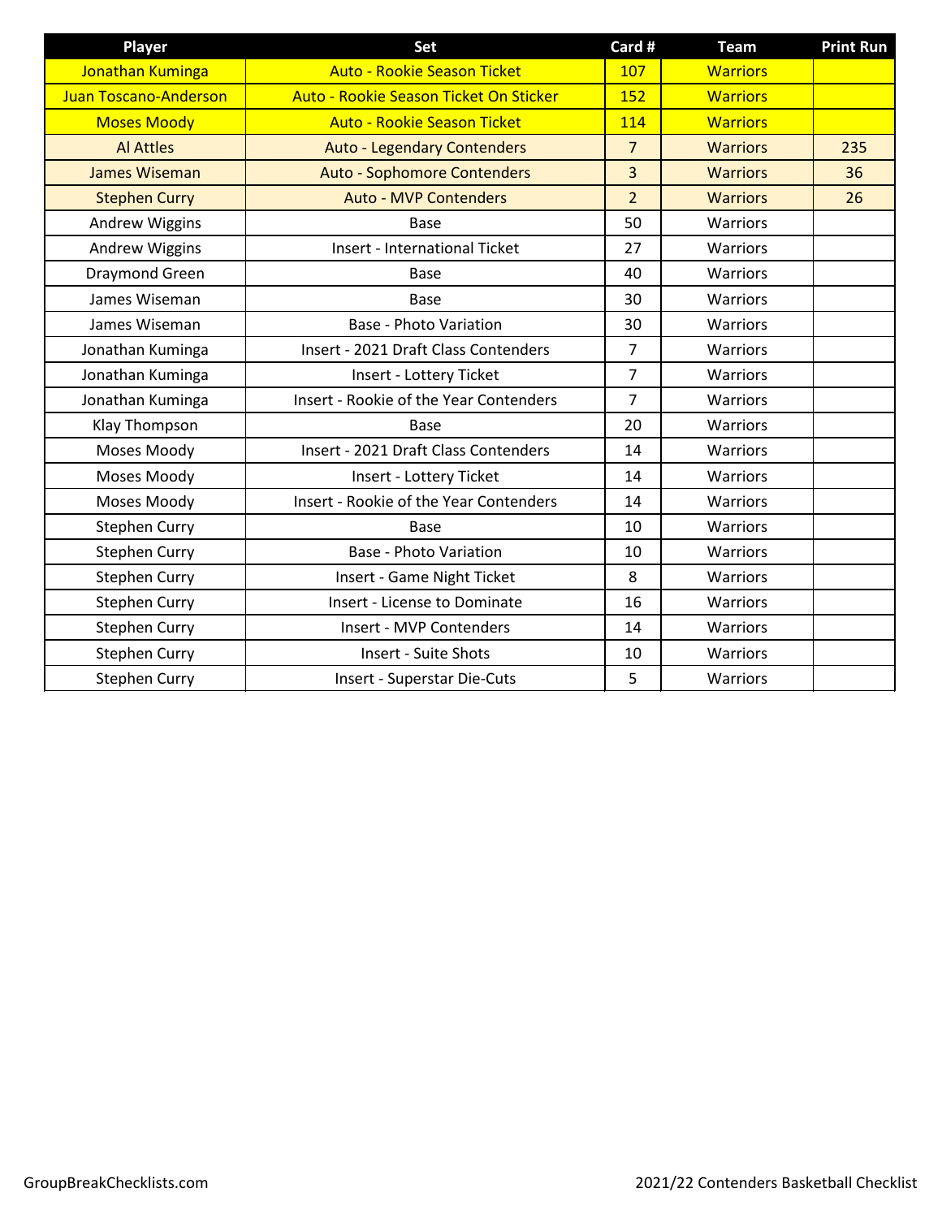| Player | Set | Card # | Team | Print Run |
|---|---|---|---|---|
| Jonathan Kuminga | Auto - Rookie Season Ticket | 107 | Warriors | |
| Juan Toscano-Anderson | Auto - Rookie Season Ticket On Sticker | 152 | Warriors | |
| Moses Moody | Auto - Rookie Season Ticket | 114 | Warriors | |
| Al Attles | Auto - Legendary Contenders | 7 | Warriors | 235 |
| James Wiseman | Auto - Sophomore Contenders | 3 | Warriors | 36 |
| Stephen Curry | Auto - MVP Contenders | 2 | Warriors | 26 |
| Andrew Wiggins | Base | 50 | Warriors | |
| Andrew Wiggins | Insert - International Ticket | 27 | Warriors | |
| Draymond Green | Base | 40 | Warriors | |
| James Wiseman | Base | 30 | Warriors | |
| James Wiseman | Base - Photo Variation | 30 | Warriors | |
| Jonathan Kuminga | Insert - 2021 Draft Class Contenders | 7 | Warriors | |
| Jonathan Kuminga | Insert - Lottery Ticket | 7 | Warriors | |
| Jonathan Kuminga | Insert - Rookie of the Year Contenders | 7 | Warriors | |
| Klay Thompson | Base | 20 | Warriors | |
| Moses Moody | Insert - 2021 Draft Class Contenders | 14 | Warriors | |
| Moses Moody | Insert - Lottery Ticket | 14 | Warriors | |
| Moses Moody | Insert - Rookie of the Year Contenders | 14 | Warriors | |
| Stephen Curry | Base | 10 | Warriors | |
| Stephen Curry | Base - Photo Variation | 10 | Warriors | |
| Stephen Curry | Insert - Game Night Ticket | 8 | Warriors | |
| Stephen Curry | Insert - License to Dominate | 16 | Warriors | |
| Stephen Curry | Insert - MVP Contenders | 14 | Warriors | |
| Stephen Curry | Insert - Suite Shots | 10 | Warriors | |
| Stephen Curry | Insert - Superstar Die-Cuts | 5 | Warriors | |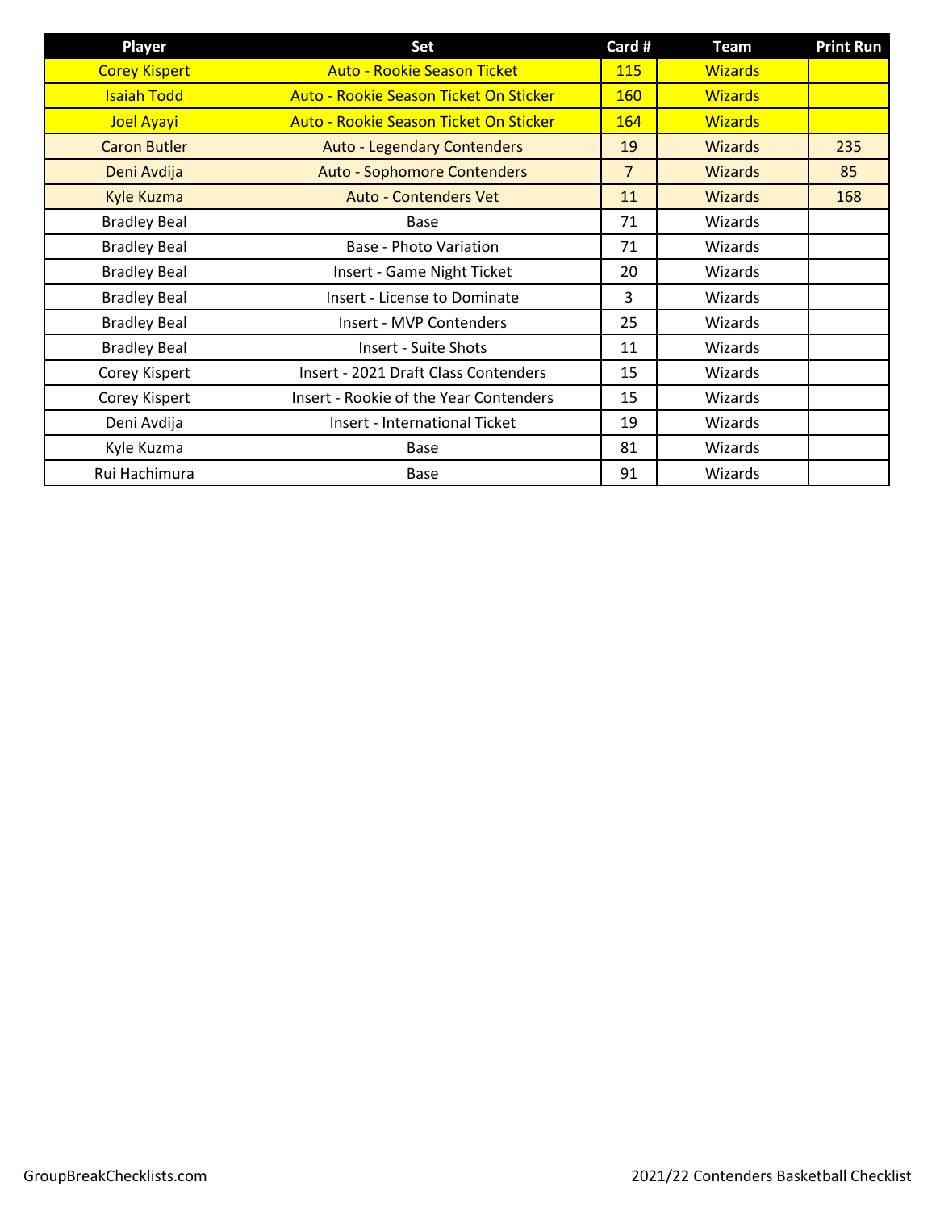| Player | Set | Card # | Team | Print Run |
|---|---|---|---|---|
| Corey Kispert | Auto - Rookie Season Ticket | 115 | Wizards | |
| Isaiah Todd | Auto - Rookie Season Ticket On Sticker | 160 | Wizards | |
| Joel Ayayi | Auto - Rookie Season Ticket On Sticker | 164 | Wizards | |
| Caron Butler | Auto - Legendary Contenders | 19 | Wizards | 235 |
| Deni Avdija | Auto - Sophomore Contenders | 7 | Wizards | 85 |
| Kyle Kuzma | Auto - Contenders Vet | 11 | Wizards | 168 |
| Bradley Beal | Base | 71 | Wizards | |
| Bradley Beal | Base - Photo Variation | 71 | Wizards | |
| Bradley Beal | Insert - Game Night Ticket | 20 | Wizards | |
| Bradley Beal | Insert - License to Dominate | 3 | Wizards | |
| Bradley Beal | Insert - MVP Contenders | 25 | Wizards | |
| Bradley Beal | Insert - Suite Shots | 11 | Wizards | |
| Corey Kispert | Insert - 2021 Draft Class Contenders | 15 | Wizards | |
| Corey Kispert | Insert - Rookie of the Year Contenders | 15 | Wizards | |
| Deni Avdija | Insert - International Ticket | 19 | Wizards | |
| Kyle Kuzma | Base | 81 | Wizards | |
| Rui Hachimura | Base | 91 | Wizards | |